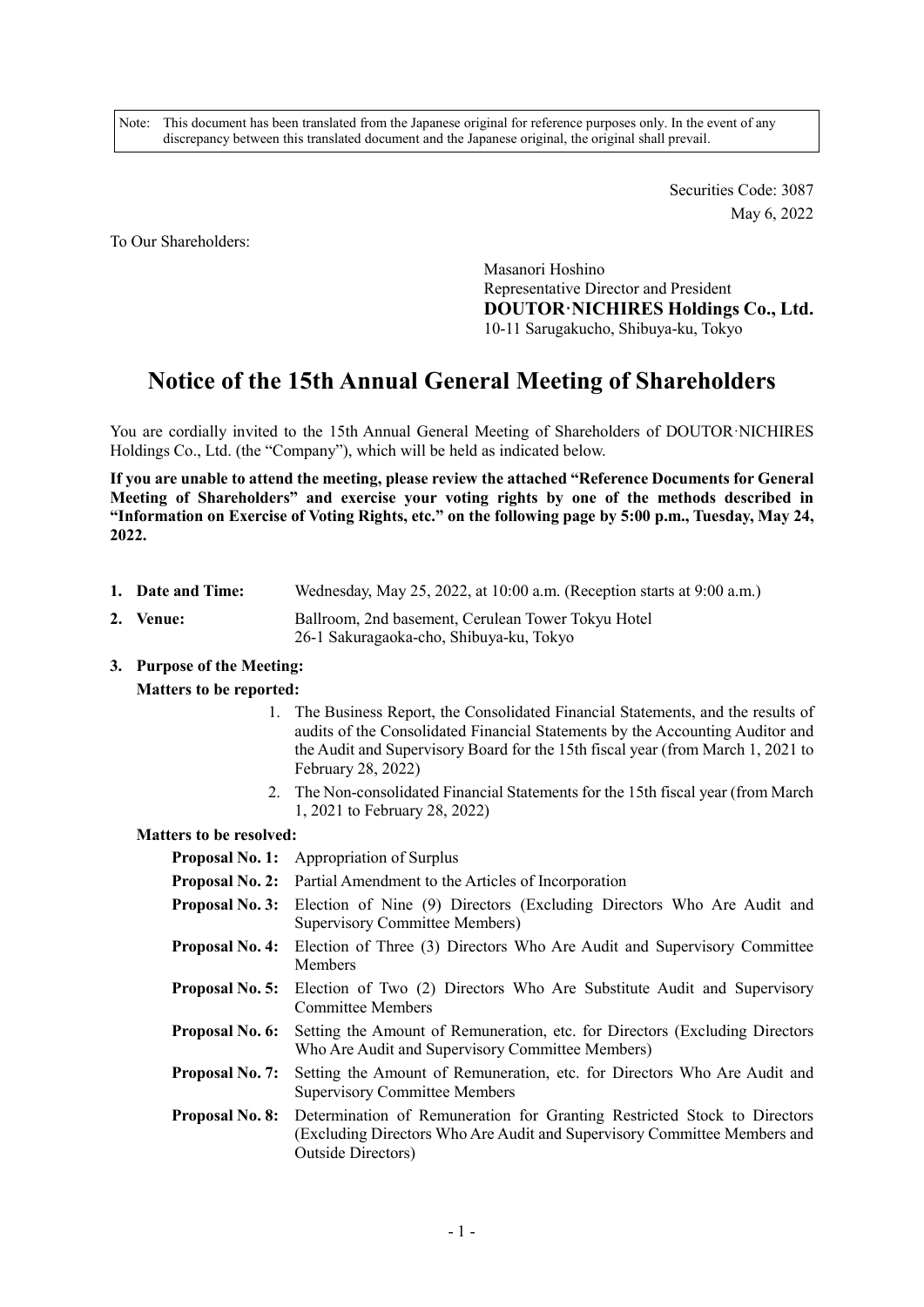Note: This document has been translated from the Japanese original for reference purposes only. In the event of any discrepancy between this translated document and the Japanese original, the original shall prevail.

Securities Code: 3087
May 6, 2022

To Our Shareholders:

Masanori Hoshino
Representative Director and President
**DOUTOR·NICHIRES Holdings Co., Ltd.**
10-11 Sarugakucho, Shibuya-ku, Tokyo

# Notice of the 15th Annual General Meeting of Shareholders

You are cordially invited to the 15th Annual General Meeting of Shareholders of DOUTOR·NICHIRES Holdings Co., Ltd. (the "Company"), which will be held as indicated below.

**If you are unable to attend the meeting, please review the attached "Reference Documents for General Meeting of Shareholders" and exercise your voting rights by one of the methods described in "Information on Exercise of Voting Rights, etc." on the following page by 5:00 p.m., Tuesday, May 24, 2022.**

1. **Date and Time:** Wednesday, May 25, 2022, at 10:00 a.m. (Reception starts at 9:00 a.m.)
2. **Venue:** Ballroom, 2nd basement, Cerulean Tower Tokyu Hotel
   26-1 Sakuragaoka-cho, Shibuya-ku, Tokyo
3. **Purpose of the Meeting:**

**Matters to be reported:**

1. The Business Report, the Consolidated Financial Statements, and the results of audits of the Consolidated Financial Statements by the Accounting Auditor and the Audit and Supervisory Board for the 15th fiscal year (from March 1, 2021 to February 28, 2022)
2. The Non-consolidated Financial Statements for the 15th fiscal year (from March 1, 2021 to February 28, 2022)

**Matters to be resolved:**

**Proposal No. 1:** Appropriation of Surplus

**Proposal No. 2:** Partial Amendment to the Articles of Incorporation

**Proposal No. 3:** Election of Nine (9) Directors (Excluding Directors Who Are Audit and Supervisory Committee Members)

**Proposal No. 4:** Election of Three (3) Directors Who Are Audit and Supervisory Committee Members

**Proposal No. 5:** Election of Two (2) Directors Who Are Substitute Audit and Supervisory Committee Members

**Proposal No. 6:** Setting the Amount of Remuneration, etc. for Directors (Excluding Directors Who Are Audit and Supervisory Committee Members)

**Proposal No. 7:** Setting the Amount of Remuneration, etc. for Directors Who Are Audit and Supervisory Committee Members

**Proposal No. 8:** Determination of Remuneration for Granting Restricted Stock to Directors (Excluding Directors Who Are Audit and Supervisory Committee Members and Outside Directors)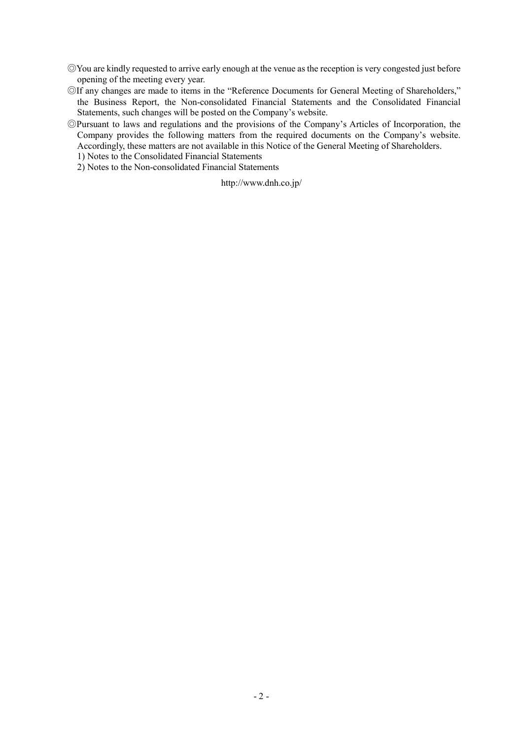◎You are kindly requested to arrive early enough at the venue as the reception is very congested just before opening of the meeting every year.

◎If any changes are made to items in the "Reference Documents for General Meeting of Shareholders," the Business Report, the Non-consolidated Financial Statements and the Consolidated Financial Statements, such changes will be posted on the Company's website.

◎Pursuant to laws and regulations and the provisions of the Company's Articles of Incorporation, the Company provides the following matters from the required documents on the Company's website. Accordingly, these matters are not available in this Notice of the General Meeting of Shareholders.

1) Notes to the Consolidated Financial Statements
2) Notes to the Non-consolidated Financial Statements

http://www.dnh.co.jp/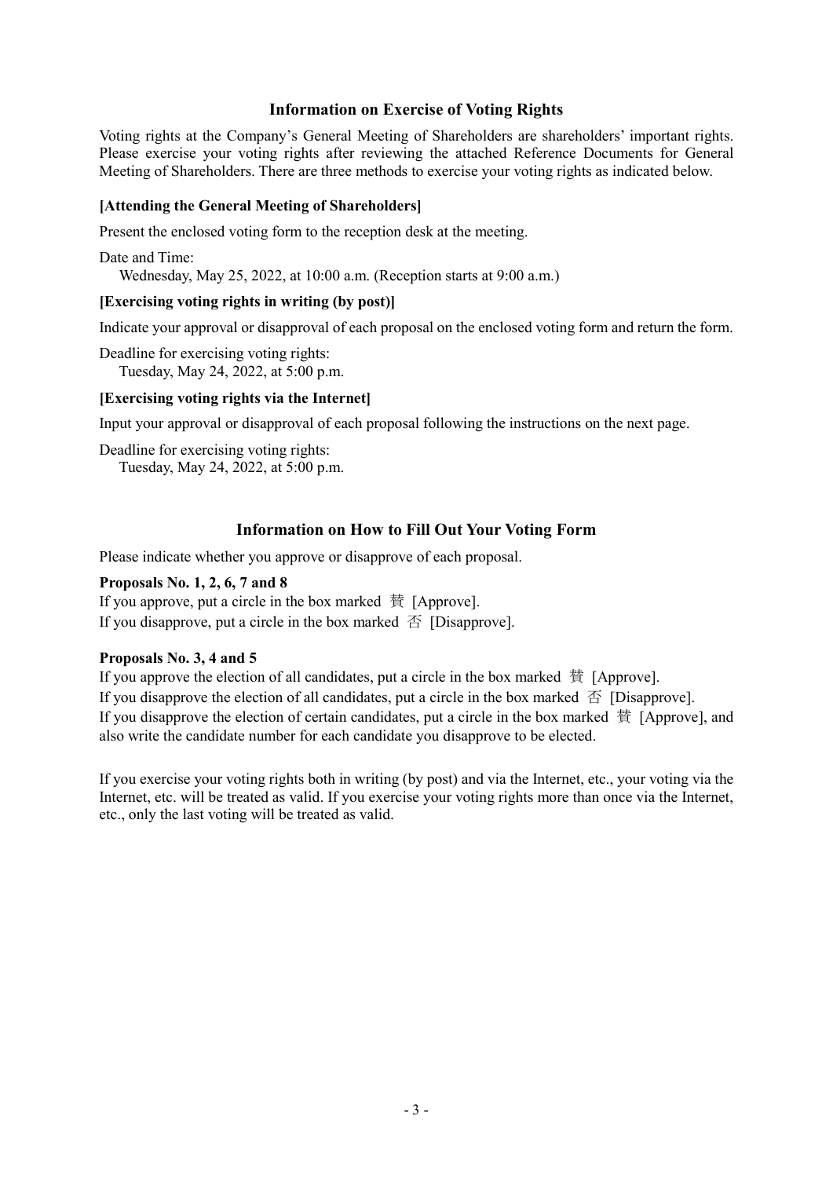## Information on Exercise of Voting Rights

Voting rights at the Company's General Meeting of Shareholders are shareholders' important rights. Please exercise your voting rights after reviewing the attached Reference Documents for General Meeting of Shareholders. There are three methods to exercise your voting rights as indicated below.

**[Attending the General Meeting of Shareholders]**

Present the enclosed voting form to the reception desk at the meeting.

Date and Time:
Wednesday, May 25, 2022, at 10:00 a.m. (Reception starts at 9:00 a.m.)

**[Exercising voting rights in writing (by post)]**

Indicate your approval or disapproval of each proposal on the enclosed voting form and return the form.

Deadline for exercising voting rights:
Tuesday, May 24, 2022, at 5:00 p.m.

**[Exercising voting rights via the Internet]**

Input your approval or disapproval of each proposal following the instructions on the next page.

Deadline for exercising voting rights:
Tuesday, May 24, 2022, at 5:00 p.m.

## Information on How to Fill Out Your Voting Form

Please indicate whether you approve or disapprove of each proposal.

**Proposals No. 1, 2, 6, 7 and 8**

If you approve, put a circle in the box marked 賛 [Approve].
If you disapprove, put a circle in the box marked 否 [Disapprove].

**Proposals No. 3, 4 and 5**

If you approve the election of all candidates, put a circle in the box marked 賛 [Approve].
If you disapprove the election of all candidates, put a circle in the box marked 否 [Disapprove].
If you disapprove the election of certain candidates, put a circle in the box marked 賛 [Approve], and also write the candidate number for each candidate you disapprove to be elected.

If you exercise your voting rights both in writing (by post) and via the Internet, etc., your voting via the Internet, etc. will be treated as valid. If you exercise your voting rights more than once via the Internet, etc., only the last voting will be treated as valid.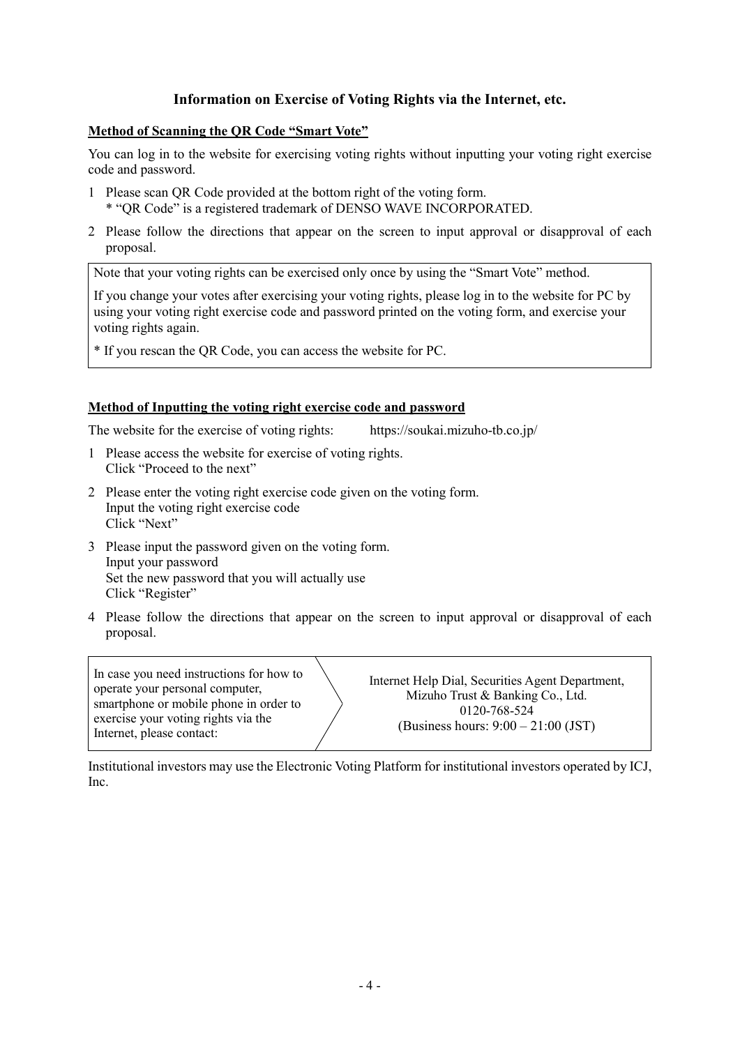# Information on Exercise of Voting Rights via the Internet, etc.

**Method of Scanning the QR Code "Smart Vote"**

You can log in to the website for exercising voting rights without inputting your voting right exercise code and password.

1 Please scan QR Code provided at the bottom right of the voting form.
  * "QR Code" is a registered trademark of DENSO WAVE INCORPORATED.
2 Please follow the directions that appear on the screen to input approval or disapproval of each proposal.

> Note that your voting rights can be exercised only once by using the "Smart Vote" method.
>
> If you change your votes after exercising your voting rights, please log in to the website for PC by using your voting right exercise code and password printed on the voting form, and exercise your voting rights again.
>
> * If you rescan the QR Code, you can access the website for PC.

**Method of Inputting the voting right exercise code and password**

The website for the exercise of voting rights: https://soukai.mizuho-tb.co.jp/

1 Please access the website for exercise of voting rights.
  Click "Proceed to the next"
2 Please enter the voting right exercise code given on the voting form.
  Input the voting right exercise code
  Click "Next"
3 Please input the password given on the voting form.
  Input your password
  Set the new password that you will actually use
  Click "Register"
4 Please follow the directions that appear on the screen to input approval or disapproval of each proposal.

| In case you need instructions for how to operate your personal computer, smartphone or mobile phone in order to exercise your voting rights via the Internet, please contact: | Internet Help Dial, Securities Agent Department, Mizuho Trust & Banking Co., Ltd. 0120-768-524 (Business hours: 9:00 – 21:00 (JST)) |
|---|---|

Institutional investors may use the Electronic Voting Platform for institutional investors operated by ICJ, Inc.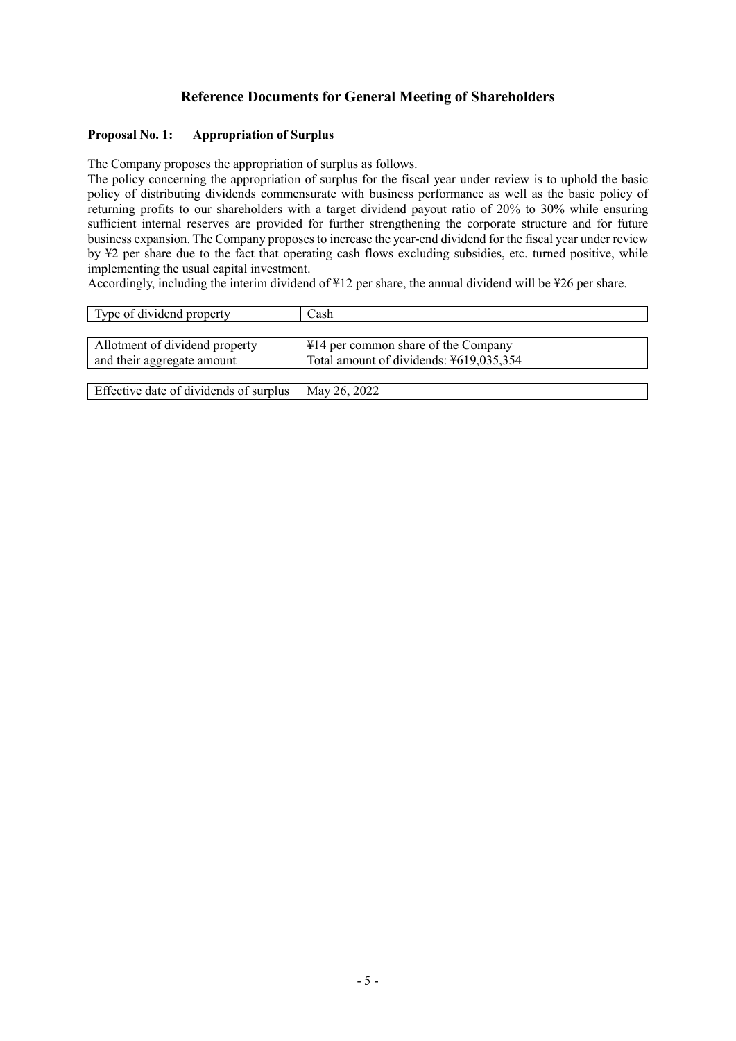# Reference Documents for General Meeting of Shareholders

**Proposal No. 1: Appropriation of Surplus**

The Company proposes the appropriation of surplus as follows.

The policy concerning the appropriation of surplus for the fiscal year under review is to uphold the basic policy of distributing dividends commensurate with business performance as well as the basic policy of returning profits to our shareholders with a target dividend payout ratio of 20% to 30% while ensuring sufficient internal reserves are provided for further strengthening the corporate structure and for future business expansion. The Company proposes to increase the year-end dividend for the fiscal year under review by ¥2 per share due to the fact that operating cash flows excluding subsidies, etc. turned positive, while implementing the usual capital investment.

Accordingly, including the interim dividend of ¥12 per share, the annual dividend will be ¥26 per share.

| | |
|---|---|
| Type of dividend property | Cash |
| Allotment of dividend property and their aggregate amount | ¥14 per common share of the Company<br>Total amount of dividends: ¥619,035,354 |
| Effective date of dividends of surplus | May 26, 2022 |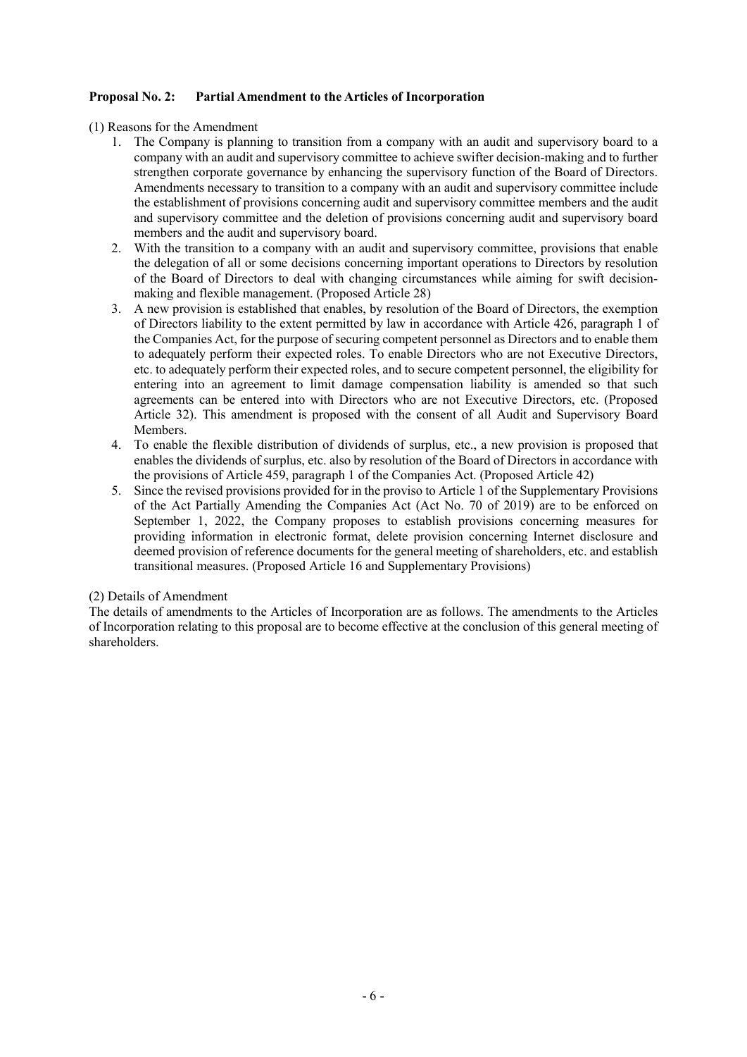**Proposal No. 2: Partial Amendment to the Articles of Incorporation**

(1) Reasons for the Amendment

1. The Company is planning to transition from a company with an audit and supervisory board to a company with an audit and supervisory committee to achieve swifter decision-making and to further strengthen corporate governance by enhancing the supervisory function of the Board of Directors. Amendments necessary to transition to a company with an audit and supervisory committee include the establishment of provisions concerning audit and supervisory committee members and the audit and supervisory committee and the deletion of provisions concerning audit and supervisory board members and the audit and supervisory board.
2. With the transition to a company with an audit and supervisory committee, provisions that enable the delegation of all or some decisions concerning important operations to Directors by resolution of the Board of Directors to deal with changing circumstances while aiming for swift decision-making and flexible management. (Proposed Article 28)
3. A new provision is established that enables, by resolution of the Board of Directors, the exemption of Directors liability to the extent permitted by law in accordance with Article 426, paragraph 1 of the Companies Act, for the purpose of securing competent personnel as Directors and to enable them to adequately perform their expected roles. To enable Directors who are not Executive Directors, etc. to adequately perform their expected roles, and to secure competent personnel, the eligibility for entering into an agreement to limit damage compensation liability is amended so that such agreements can be entered into with Directors who are not Executive Directors, etc. (Proposed Article 32). This amendment is proposed with the consent of all Audit and Supervisory Board Members.
4. To enable the flexible distribution of dividends of surplus, etc., a new provision is proposed that enables the dividends of surplus, etc. also by resolution of the Board of Directors in accordance with the provisions of Article 459, paragraph 1 of the Companies Act. (Proposed Article 42)
5. Since the revised provisions provided for in the proviso to Article 1 of the Supplementary Provisions of the Act Partially Amending the Companies Act (Act No. 70 of 2019) are to be enforced on September 1, 2022, the Company proposes to establish provisions concerning measures for providing information in electronic format, delete provision concerning Internet disclosure and deemed provision of reference documents for the general meeting of shareholders, etc. and establish transitional measures. (Proposed Article 16 and Supplementary Provisions)

(2) Details of Amendment

The details of amendments to the Articles of Incorporation are as follows. The amendments to the Articles of Incorporation relating to this proposal are to become effective at the conclusion of this general meeting of shareholders.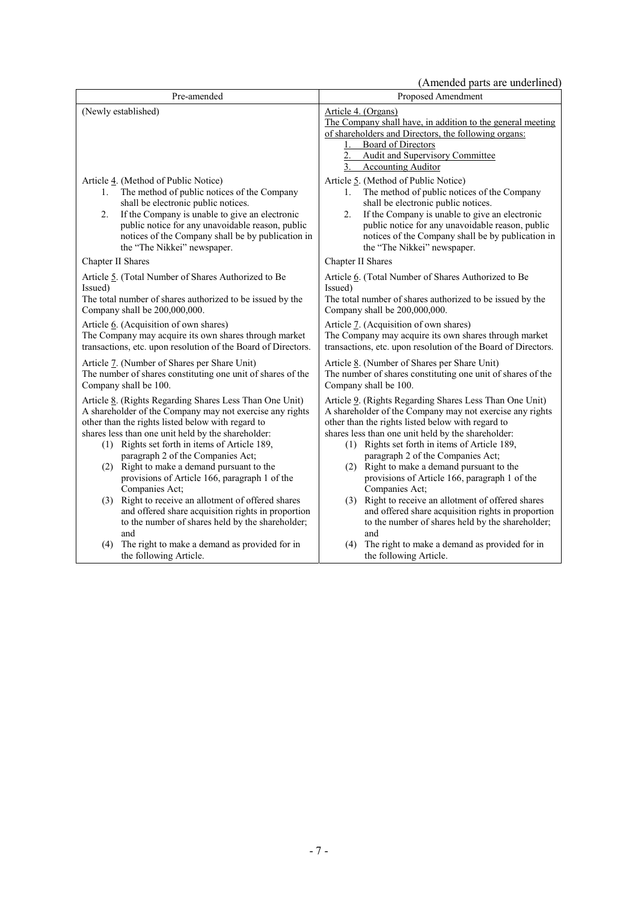(Amended parts are underlined)

| Pre-amended | Proposed Amendment |
|---|---|
| (Newly established) | <u>Article 4. (Organs)</u><br><u>The Company shall have, in addition to the general meeting of shareholders and Directors, the following organs:</u><br><u>1. Board of Directors</u><br><u>2. Audit and Supervisory Committee</u><br><u>3. Accounting Auditor</u> |
| Article <u>4</u>. (Method of Public Notice)<br>1. The method of public notices of the Company shall be electronic public notices.<br>2. If the Company is unable to give an electronic public notice for any unavoidable reason, public notices of the Company shall be by publication in the "The Nikkei" newspaper. | Article <u>5</u>. (Method of Public Notice)<br>1. The method of public notices of the Company shall be electronic public notices.<br>2. If the Company is unable to give an electronic public notice for any unavoidable reason, public notices of the Company shall be by publication in the "The Nikkei" newspaper. |
| Chapter II Shares | Chapter II Shares |
| Article <u>5</u>. (Total Number of Shares Authorized to Be Issued)<br>The total number of shares authorized to be issued by the Company shall be 200,000,000. | Article <u>6</u>. (Total Number of Shares Authorized to Be Issued)<br>The total number of shares authorized to be issued by the Company shall be 200,000,000. |
| Article <u>6</u>. (Acquisition of own shares)<br>The Company may acquire its own shares through market transactions, etc. upon resolution of the Board of Directors. | Article <u>7</u>. (Acquisition of own shares)<br>The Company may acquire its own shares through market transactions, etc. upon resolution of the Board of Directors. |
| Article <u>7</u>. (Number of Shares per Share Unit)<br>The number of shares constituting one unit of shares of the Company shall be 100. | Article <u>8</u>. (Number of Shares per Share Unit)<br>The number of shares constituting one unit of shares of the Company shall be 100. |
| Article <u>8</u>. (Rights Regarding Shares Less Than One Unit)<br>A shareholder of the Company may not exercise any rights other than the rights listed below with regard to shares less than one unit held by the shareholder:<br>(1) Rights set forth in items of Article 189, paragraph 2 of the Companies Act;<br>(2) Right to make a demand pursuant to the provisions of Article 166, paragraph 1 of the Companies Act;<br>(3) Right to receive an allotment of offered shares and offered share acquisition rights in proportion to the number of shares held by the shareholder; and<br>(4) The right to make a demand as provided for in the following Article. | Article <u>9</u>. (Rights Regarding Shares Less Than One Unit)<br>A shareholder of the Company may not exercise any rights other than the rights listed below with regard to shares less than one unit held by the shareholder:<br>(1) Rights set forth in items of Article 189, paragraph 2 of the Companies Act;<br>(2) Right to make a demand pursuant to the provisions of Article 166, paragraph 1 of the Companies Act;<br>(3) Right to receive an allotment of offered shares and offered share acquisition rights in proportion to the number of shares held by the shareholder; and<br>(4) The right to make a demand as provided for in the following Article. |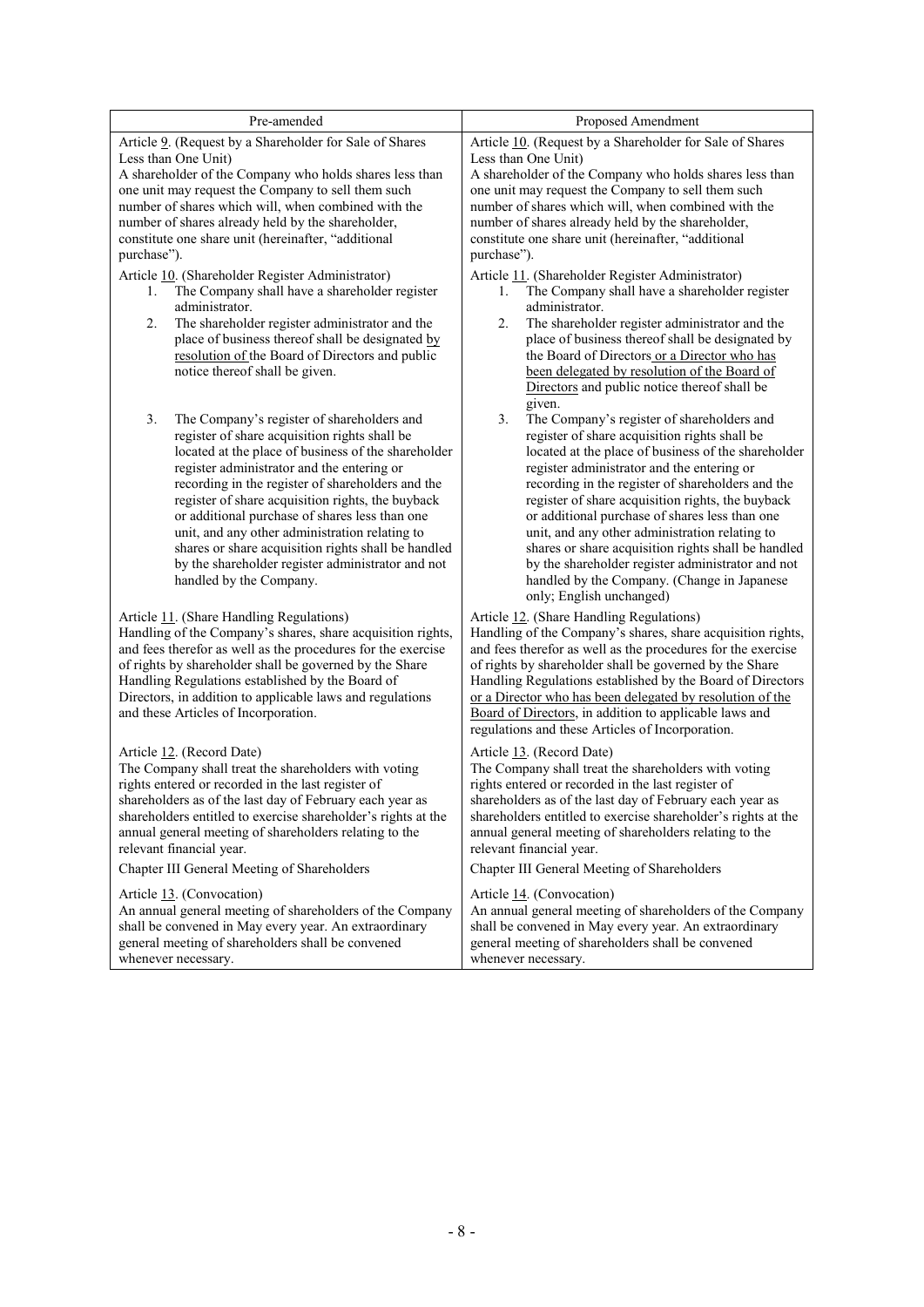| Pre-amended | Proposed Amendment |
|---|---|
| Article 9. (Request by a Shareholder for Sale of Shares Less than One Unit)<br>A shareholder of the Company who holds shares less than one unit may request the Company to sell them such number of shares which will, when combined with the number of shares already held by the shareholder, constitute one share unit (hereinafter, "additional purchase"). | Article 10. (Request by a Shareholder for Sale of Shares Less than One Unit)<br>A shareholder of the Company who holds shares less than one unit may request the Company to sell them such number of shares which will, when combined with the number of shares already held by the shareholder, constitute one share unit (hereinafter, "additional purchase"). |
| Article 10. (Shareholder Register Administrator)<br>1. The Company shall have a shareholder register administrator.<br>2. The shareholder register administrator and the place of business thereof shall be designated by resolution of the Board of Directors and public notice thereof shall be given.<br>3. The Company's register of shareholders and register of share acquisition rights shall be located at the place of business of the shareholder register administrator and the entering or recording in the register of shareholders and the register of share acquisition rights, the buyback or additional purchase of shares less than one unit, and any other administration relating to shares or share acquisition rights shall be handled by the shareholder register administrator and not handled by the Company. | Article 11. (Shareholder Register Administrator)<br>1. The Company shall have a shareholder register administrator.<br>2. The shareholder register administrator and the place of business thereof shall be designated by the Board of Directors or a Director who has been delegated by resolution of the Board of Directors and public notice thereof shall be given.<br>3. The Company's register of shareholders and register of share acquisition rights shall be located at the place of business of the shareholder register administrator and the entering or recording in the register of shareholders and the register of share acquisition rights, the buyback or additional purchase of shares less than one unit, and any other administration relating to shares or share acquisition rights shall be handled by the shareholder register administrator and not handled by the Company. (Change in Japanese only; English unchanged) |
| Article 11. (Share Handling Regulations)<br>Handling of the Company's shares, share acquisition rights, and fees therefor as well as the procedures for the exercise of rights by shareholder shall be governed by the Share Handling Regulations established by the Board of Directors, in addition to applicable laws and regulations and these Articles of Incorporation. | Article 12. (Share Handling Regulations)<br>Handling of the Company's shares, share acquisition rights, and fees therefor as well as the procedures for the exercise of rights by shareholder shall be governed by the Share Handling Regulations established by the Board of Directors or a Director who has been delegated by resolution of the Board of Directors, in addition to applicable laws and regulations and these Articles of Incorporation. |
| Article 12. (Record Date)<br>The Company shall treat the shareholders with voting rights entered or recorded in the last register of shareholders as of the last day of February each year as shareholders entitled to exercise shareholder's rights at the annual general meeting of shareholders relating to the relevant financial year. | Article 13. (Record Date)<br>The Company shall treat the shareholders with voting rights entered or recorded in the last register of shareholders as of the last day of February each year as shareholders entitled to exercise shareholder's rights at the annual general meeting of shareholders relating to the relevant financial year. |
| Chapter III General Meeting of Shareholders | Chapter III General Meeting of Shareholders |
| Article 13. (Convocation)<br>An annual general meeting of shareholders of the Company shall be convened in May every year. An extraordinary general meeting of shareholders shall be convened whenever necessary. | Article 14. (Convocation)<br>An annual general meeting of shareholders of the Company shall be convened in May every year. An extraordinary general meeting of shareholders shall be convened whenever necessary. |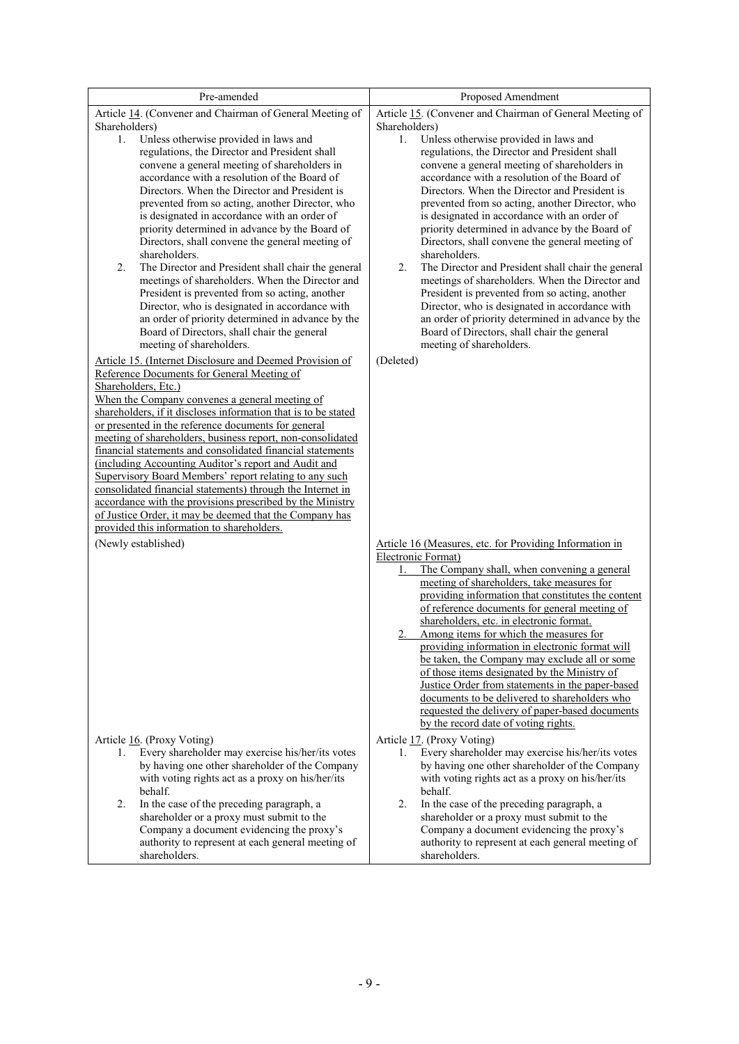| Pre-amended | Proposed Amendment |
|---|---|
| Article 14. (Convener and Chairman of General Meeting of Shareholders)<br>1. Unless otherwise provided in laws and regulations, the Director and President shall convene a general meeting of shareholders in accordance with a resolution of the Board of Directors. When the Director and President is prevented from so acting, another Director, who is designated in accordance with an order of priority determined in advance by the Board of Directors, shall convene the general meeting of shareholders.<br>2. The Director and President shall chair the general meetings of shareholders. When the Director and President is prevented from so acting, another Director, who is designated in accordance with an order of priority determined in advance by the Board of Directors, shall chair the general meeting of shareholders. | Article 15. (Convener and Chairman of General Meeting of Shareholders)<br>1. Unless otherwise provided in laws and regulations, the Director and President shall convene a general meeting of shareholders in accordance with a resolution of the Board of Directors. When the Director and President is prevented from so acting, another Director, who is designated in accordance with an order of priority determined in advance by the Board of Directors, shall convene the general meeting of shareholders.<br>2. The Director and President shall chair the general meetings of shareholders. When the Director and President is prevented from so acting, another Director, who is designated in accordance with an order of priority determined in advance by the Board of Directors, shall chair the general meeting of shareholders. |
| Article 15. (Internet Disclosure and Deemed Provision of Reference Documents for General Meeting of Shareholders, Etc.)<br>When the Company convenes a general meeting of shareholders, if it discloses information that is to be stated or presented in the reference documents for general meeting of shareholders, business report, non-consolidated financial statements and consolidated financial statements (including Accounting Auditor's report and Audit and Supervisory Board Members' report relating to any such consolidated financial statements) through the Internet in accordance with the provisions prescribed by the Ministry of Justice Order, it may be deemed that the Company has provided this information to shareholders. | (Deleted) |
| (Newly established) | Article 16 (Measures, etc. for Providing Information in Electronic Format)<br>1. The Company shall, when convening a general meeting of shareholders, take measures for providing information that constitutes the content of reference documents for general meeting of shareholders, etc. in electronic format.<br>2. Among items for which the measures for providing information in electronic format will be taken, the Company may exclude all or some of those items designated by the Ministry of Justice Order from statements in the paper-based documents to be delivered to shareholders who requested the delivery of paper-based documents by the record date of voting rights. |
| Article 16. (Proxy Voting)<br>1. Every shareholder may exercise his/her/its votes by having one other shareholder of the Company with voting rights act as a proxy on his/her/its behalf.<br>2. In the case of the preceding paragraph, a shareholder or a proxy must submit to the Company a document evidencing the proxy's authority to represent at each general meeting of shareholders. | Article 17. (Proxy Voting)<br>1. Every shareholder may exercise his/her/its votes by having one other shareholder of the Company with voting rights act as a proxy on his/her/its behalf.<br>2. In the case of the preceding paragraph, a shareholder or a proxy must submit to the Company a document evidencing the proxy's authority to represent at each general meeting of shareholders. |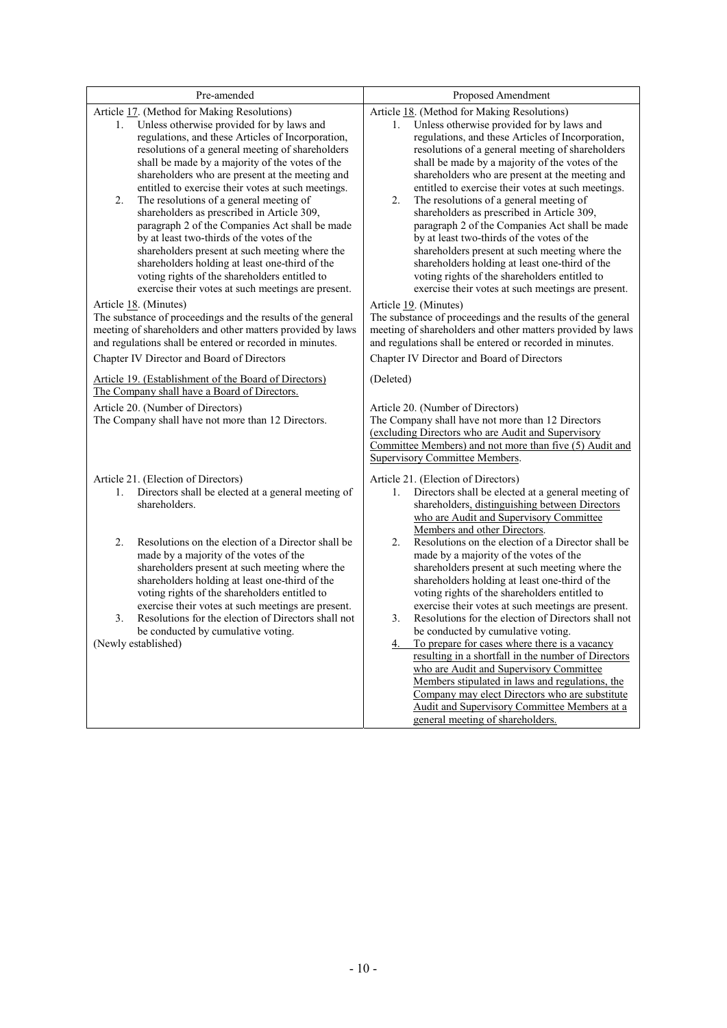| Pre-amended | Proposed Amendment |
|---|---|
| Article 17. (Method for Making Resolutions)<br>1. Unless otherwise provided for by laws and regulations, and these Articles of Incorporation, resolutions of a general meeting of shareholders shall be made by a majority of the votes of the shareholders who are present at the meeting and entitled to exercise their votes at such meetings.<br>2. The resolutions of a general meeting of shareholders as prescribed in Article 309, paragraph 2 of the Companies Act shall be made by at least two-thirds of the votes of the shareholders present at such meeting where the shareholders holding at least one-third of the voting rights of the shareholders entitled to exercise their votes at such meetings are present. | Article 18. (Method for Making Resolutions)<br>1. Unless otherwise provided for by laws and regulations, and these Articles of Incorporation, resolutions of a general meeting of shareholders shall be made by a majority of the votes of the shareholders who are present at the meeting and entitled to exercise their votes at such meetings.<br>2. The resolutions of a general meeting of shareholders as prescribed in Article 309, paragraph 2 of the Companies Act shall be made by at least two-thirds of the votes of the shareholders present at such meeting where the shareholders holding at least one-third of the voting rights of the shareholders entitled to exercise their votes at such meetings are present. |
| Article 18. (Minutes)<br>The substance of proceedings and the results of the general meeting of shareholders and other matters provided by laws and regulations shall be entered or recorded in minutes. | Article 19. (Minutes)<br>The substance of proceedings and the results of the general meeting of shareholders and other matters provided by laws and regulations shall be entered or recorded in minutes. |
| Chapter IV Director and Board of Directors | Chapter IV Director and Board of Directors |
| Article 19. (Establishment of the Board of Directors)<br>The Company shall have a Board of Directors. | (Deleted) |
| Article 20. (Number of Directors)<br>The Company shall have not more than 12 Directors. | Article 20. (Number of Directors)<br>The Company shall have not more than 12 Directors (excluding Directors who are Audit and Supervisory Committee Members) and not more than five (5) Audit and Supervisory Committee Members. |
| Article 21. (Election of Directors)<br>1. Directors shall be elected at a general meeting of shareholders.<br>2. Resolutions on the election of a Director shall be made by a majority of the votes of the shareholders present at such meeting where the shareholders holding at least one-third of the voting rights of the shareholders entitled to exercise their votes at such meetings are present.<br>3. Resolutions for the election of Directors shall not be conducted by cumulative voting.<br>(Newly established) | Article 21. (Election of Directors)<br>1. Directors shall be elected at a general meeting of shareholders, distinguishing between Directors who are Audit and Supervisory Committee Members and other Directors.<br>2. Resolutions on the election of a Director shall be made by a majority of the votes of the shareholders present at such meeting where the shareholders holding at least one-third of the voting rights of the shareholders entitled to exercise their votes at such meetings are present.<br>3. Resolutions for the election of Directors shall not be conducted by cumulative voting.<br>4. To prepare for cases where there is a vacancy resulting in a shortfall in the number of Directors who are Audit and Supervisory Committee Members stipulated in laws and regulations, the Company may elect Directors who are substitute Audit and Supervisory Committee Members at a general meeting of shareholders. |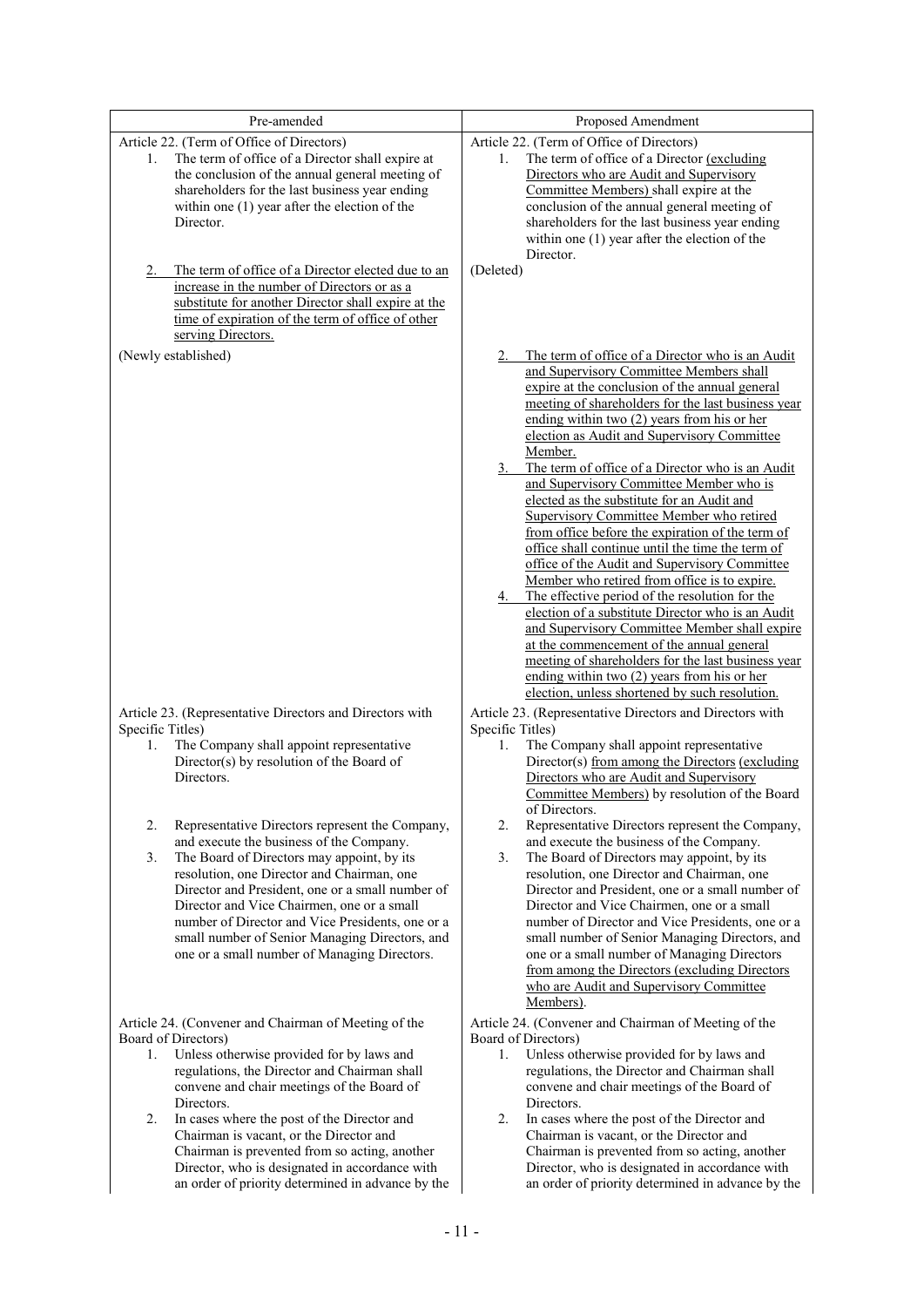| Pre-amended | Proposed Amendment |
|---|---|
| Article 22. (Term of Office of Directors)<br>1. The term of office of a Director shall expire at the conclusion of the annual general meeting of shareholders for the last business year ending within one (1) year after the election of the Director. | Article 22. (Term of Office of Directors)<br>1. The term of office of a Director (excluding Directors who are Audit and Supervisory Committee Members) shall expire at the conclusion of the annual general meeting of shareholders for the last business year ending within one (1) year after the election of the Director. |
| 2. The term of office of a Director elected due to an increase in the number of Directors or as a substitute for another Director shall expire at the time of expiration of the term of office of other serving Directors. | (Deleted) |
| (Newly established) | 2. The term of office of a Director who is an Audit and Supervisory Committee Members shall expire at the conclusion of the annual general meeting of shareholders for the last business year ending within two (2) years from his or her election as Audit and Supervisory Committee Member.<br>3. The term of office of a Director who is an Audit and Supervisory Committee Member who is elected as the substitute for an Audit and Supervisory Committee Member who retired from office before the expiration of the term of office shall continue until the time the term of office of the Audit and Supervisory Committee Member who retired from office is to expire.<br>4. The effective period of the resolution for the election of a substitute Director who is an Audit and Supervisory Committee Member shall expire at the commencement of the annual general meeting of shareholders for the last business year ending within two (2) years from his or her election, unless shortened by such resolution. |
| Article 23. (Representative Directors and Directors with Specific Titles)<br>1. The Company shall appoint representative Director(s) by resolution of the Board of Directors. | Article 23. (Representative Directors and Directors with Specific Titles)<br>1. The Company shall appoint representative Director(s) from among the Directors (excluding Directors who are Audit and Supervisory Committee Members) by resolution of the Board of Directors. |
| 2. Representative Directors represent the Company, and execute the business of the Company.<br>3. The Board of Directors may appoint, by its resolution, one Director and Chairman, one Director and President, one or a small number of Director and Vice Chairmen, one or a small number of Director and Vice Presidents, one or a small number of Senior Managing Directors, and one or a small number of Managing Directors. | 2. Representative Directors represent the Company, and execute the business of the Company.<br>3. The Board of Directors may appoint, by its resolution, one Director and Chairman, one Director and President, one or a small number of Director and Vice Chairmen, one or a small number of Director and Vice Presidents, one or a small number of Senior Managing Directors, and one or a small number of Managing Directors from among the Directors (excluding Directors who are Audit and Supervisory Committee Members). |
| Article 24. (Convener and Chairman of Meeting of the Board of Directors)<br>1. Unless otherwise provided for by laws and regulations, the Director and Chairman shall convene and chair meetings of the Board of Directors.<br>2. In cases where the post of the Director and Chairman is vacant, or the Director and Chairman is prevented from so acting, another Director, who is designated in accordance with an order of priority determined in advance by the | Article 24. (Convener and Chairman of Meeting of the Board of Directors)<br>1. Unless otherwise provided for by laws and regulations, the Director and Chairman shall convene and chair meetings of the Board of Directors.<br>2. In cases where the post of the Director and Chairman is vacant, or the Director and Chairman is prevented from so acting, another Director, who is designated in accordance with an order of priority determined in advance by the |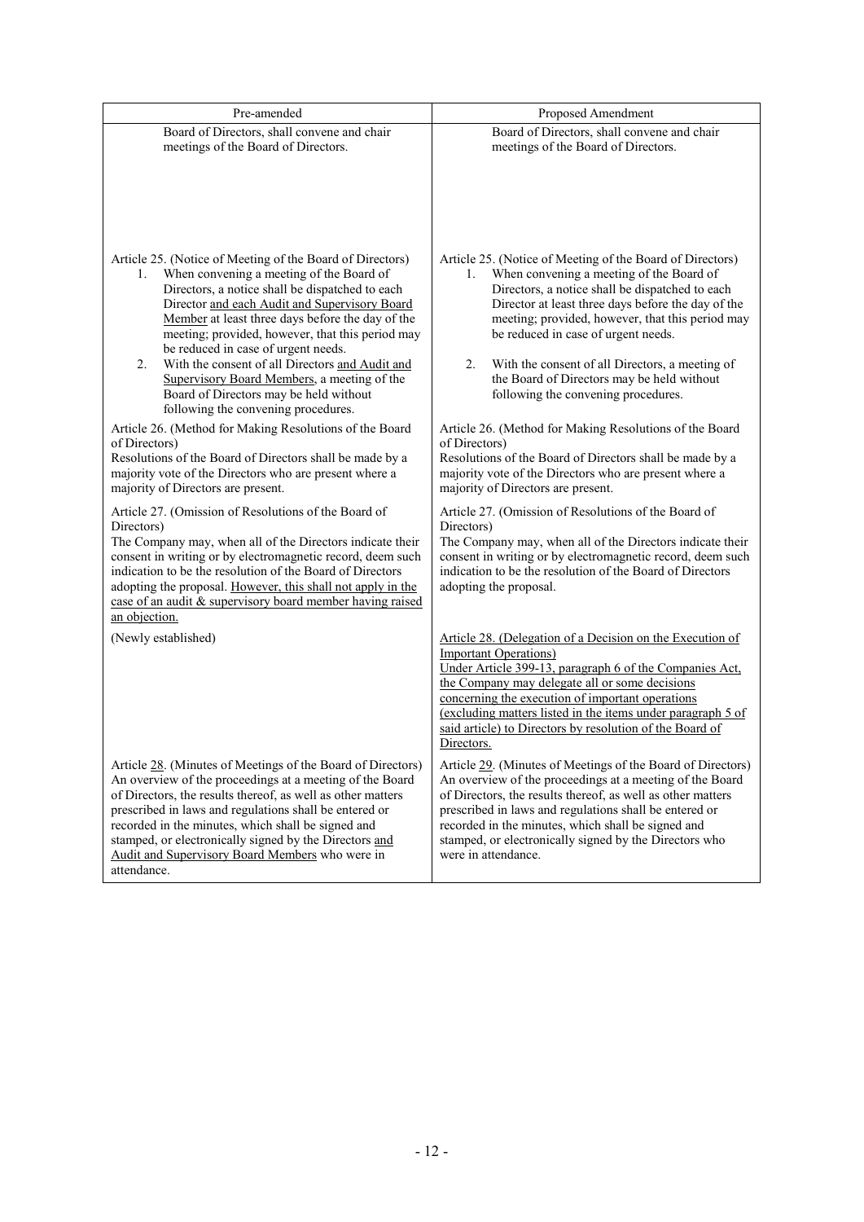| Pre-amended | Proposed Amendment |
|---|---|
| Board of Directors, shall convene and chair meetings of the Board of Directors. | Board of Directors, shall convene and chair meetings of the Board of Directors. |
| Article 25. (Notice of Meeting of the Board of Directors)<br>1. When convening a meeting of the Board of Directors, a notice shall be dispatched to each Director <u>and each Audit and Supervisory Board Member</u> at least three days before the day of the meeting; provided, however, that this period may be reduced in case of urgent needs.<br>2. With the consent of all Directors <u>and Audit and Supervisory Board Members</u>, a meeting of the Board of Directors may be held without following the convening procedures. | Article 25. (Notice of Meeting of the Board of Directors)<br>1. When convening a meeting of the Board of Directors, a notice shall be dispatched to each Director at least three days before the day of the meeting; provided, however, that this period may be reduced in case of urgent needs.<br>2. With the consent of all Directors, a meeting of the Board of Directors may be held without following the convening procedures. |
| Article 26. (Method for Making Resolutions of the Board of Directors)<br>Resolutions of the Board of Directors shall be made by a majority vote of the Directors who are present where a majority of Directors are present. | Article 26. (Method for Making Resolutions of the Board of Directors)<br>Resolutions of the Board of Directors shall be made by a majority vote of the Directors who are present where a majority of Directors are present. |
| Article 27. (Omission of Resolutions of the Board of Directors)<br>The Company may, when all of the Directors indicate their consent in writing or by electromagnetic record, deem such indication to be the resolution of the Board of Directors adopting the proposal. <u>However, this shall not apply in the case of an audit & supervisory board member having raised an objection.</u> | Article 27. (Omission of Resolutions of the Board of Directors)<br>The Company may, when all of the Directors indicate their consent in writing or by electromagnetic record, deem such indication to be the resolution of the Board of Directors adopting the proposal. |
| (Newly established) | <u>Article 28. (Delegation of a Decision on the Execution of Important Operations)</u><br><u>Under Article 399-13, paragraph 6 of the Companies Act, the Company may delegate all or some decisions concerning the execution of important operations (excluding matters listed in the items under paragraph 5 of said article) to Directors by resolution of the Board of Directors.</u> |
| Article <u>28</u>. (Minutes of Meetings of the Board of Directors)<br>An overview of the proceedings at a meeting of the Board of Directors, the results thereof, as well as other matters prescribed in laws and regulations shall be entered or recorded in the minutes, which shall be signed and stamped, or electronically signed by the Directors <u>and Audit and Supervisory Board Members</u> who were in attendance. | Article <u>29</u>. (Minutes of Meetings of the Board of Directors)<br>An overview of the proceedings at a meeting of the Board of Directors, the results thereof, as well as other matters prescribed in laws and regulations shall be entered or recorded in the minutes, which shall be signed and stamped, or electronically signed by the Directors who were in attendance. |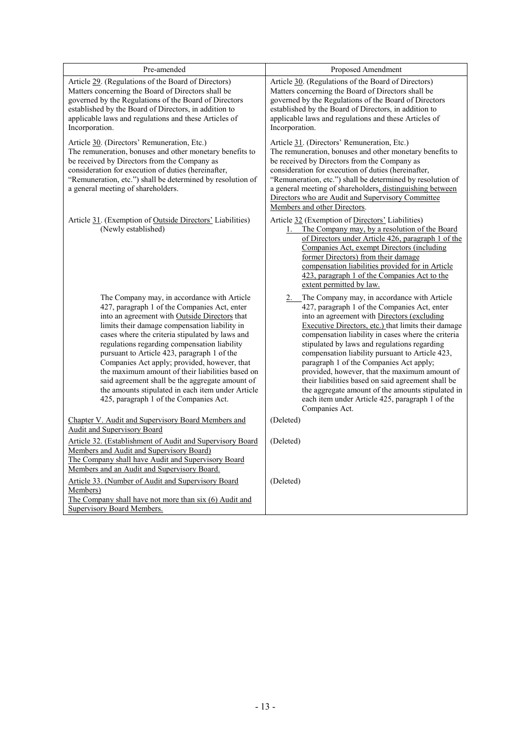| Pre-amended | Proposed Amendment |
|---|---|
| Article 29. (Regulations of the Board of Directors)<br>Matters concerning the Board of Directors shall be governed by the Regulations of the Board of Directors established by the Board of Directors, in addition to applicable laws and regulations and these Articles of Incorporation. | Article 30. (Regulations of the Board of Directors)<br>Matters concerning the Board of Directors shall be governed by the Regulations of the Board of Directors established by the Board of Directors, in addition to applicable laws and regulations and these Articles of Incorporation. |
| Article 30. (Directors' Remuneration, Etc.)<br>The remuneration, bonuses and other monetary benefits to be received by Directors from the Company as consideration for execution of duties (hereinafter, "Remuneration, etc.") shall be determined by resolution of a general meeting of shareholders. | Article 31. (Directors' Remuneration, Etc.)<br>The remuneration, bonuses and other monetary benefits to be received by Directors from the Company as consideration for execution of duties (hereinafter, "Remuneration, etc.") shall be determined by resolution of a general meeting of shareholders, distinguishing between Directors who are Audit and Supervisory Committee Members and other Directors. |
| Article 31. (Exemption of Outside Directors' Liabilities)<br>(Newly established) | Article 32 (Exemption of Directors' Liabilities)<br>1. The Company may, by a resolution of the Board of Directors under Article 426, paragraph 1 of the Companies Act, exempt Directors (including former Directors) from their damage compensation liabilities provided for in Article 423, paragraph 1 of the Companies Act to the extent permitted by law. |
| The Company may, in accordance with Article 427, paragraph 1 of the Companies Act, enter into an agreement with Outside Directors that limits their damage compensation liability in cases where the criteria stipulated by laws and regulations regarding compensation liability pursuant to Article 423, paragraph 1 of the Companies Act apply; provided, however, that the maximum amount of their liabilities based on said agreement shall be the aggregate amount of the amounts stipulated in each item under Article 425, paragraph 1 of the Companies Act. | 2. The Company may, in accordance with Article 427, paragraph 1 of the Companies Act, enter into an agreement with Directors (excluding Executive Directors, etc.) that limits their damage compensation liability in cases where the criteria stipulated by laws and regulations regarding compensation liability pursuant to Article 423, paragraph 1 of the Companies Act apply; provided, however, that the maximum amount of their liabilities based on said agreement shall be the aggregate amount of the amounts stipulated in each item under Article 425, paragraph 1 of the Companies Act. |
| Chapter V. Audit and Supervisory Board Members and Audit and Supervisory Board | (Deleted) |
| Article 32. (Establishment of Audit and Supervisory Board Members and Audit and Supervisory Board)<br>The Company shall have Audit and Supervisory Board Members and an Audit and Supervisory Board. | (Deleted) |
| Article 33. (Number of Audit and Supervisory Board Members)<br>The Company shall have not more than six (6) Audit and Supervisory Board Members. | (Deleted) |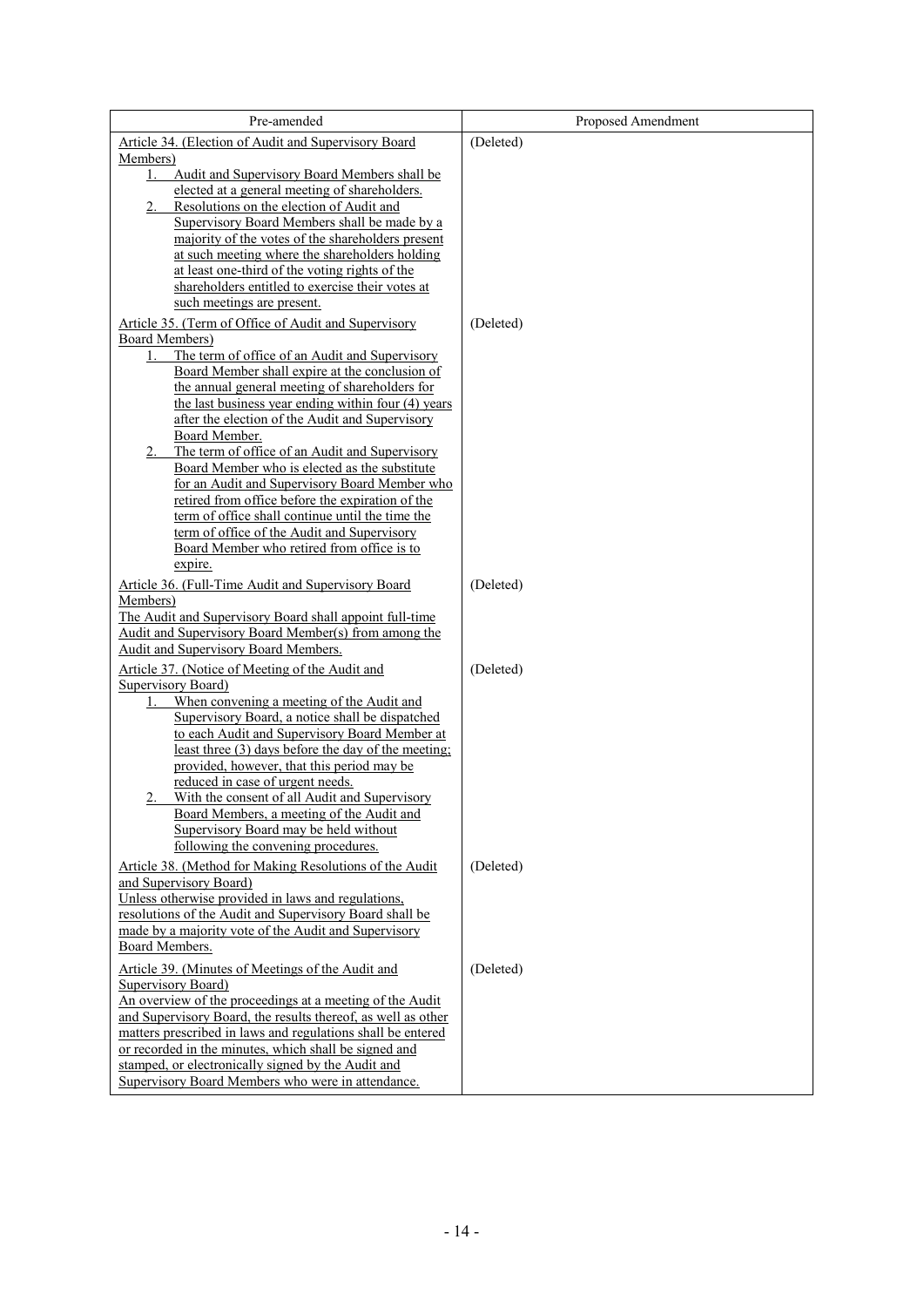| Pre-amended | Proposed Amendment |
|---|---|
| Article 34. (Election of Audit and Supervisory Board Members)<br>1. Audit and Supervisory Board Members shall be elected at a general meeting of shareholders.<br>2. Resolutions on the election of Audit and Supervisory Board Members shall be made by a majority of the votes of the shareholders present at such meeting where the shareholders holding at least one-third of the voting rights of the shareholders entitled to exercise their votes at such meetings are present. | (Deleted) |
| Article 35. (Term of Office of Audit and Supervisory Board Members)<br>1. The term of office of an Audit and Supervisory Board Member shall expire at the conclusion of the annual general meeting of shareholders for the last business year ending within four (4) years after the election of the Audit and Supervisory Board Member.<br>2. The term of office of an Audit and Supervisory Board Member who is elected as the substitute for an Audit and Supervisory Board Member who retired from office before the expiration of the term of office shall continue until the time the term of office of the Audit and Supervisory Board Member who retired from office is to expire. | (Deleted) |
| Article 36. (Full-Time Audit and Supervisory Board Members)<br>The Audit and Supervisory Board shall appoint full-time Audit and Supervisory Board Member(s) from among the Audit and Supervisory Board Members. | (Deleted) |
| Article 37. (Notice of Meeting of the Audit and Supervisory Board)<br>1. When convening a meeting of the Audit and Supervisory Board, a notice shall be dispatched to each Audit and Supervisory Board Member at least three (3) days before the day of the meeting; provided, however, that this period may be reduced in case of urgent needs.<br>2. With the consent of all Audit and Supervisory Board Members, a meeting of the Audit and Supervisory Board may be held without following the convening procedures. | (Deleted) |
| Article 38. (Method for Making Resolutions of the Audit and Supervisory Board)<br>Unless otherwise provided in laws and regulations, resolutions of the Audit and Supervisory Board shall be made by a majority vote of the Audit and Supervisory Board Members. | (Deleted) |
| Article 39. (Minutes of Meetings of the Audit and Supervisory Board)<br>An overview of the proceedings at a meeting of the Audit and Supervisory Board, the results thereof, as well as other matters prescribed in laws and regulations shall be entered or recorded in the minutes, which shall be signed and stamped, or electronically signed by the Audit and Supervisory Board Members who were in attendance. | (Deleted) |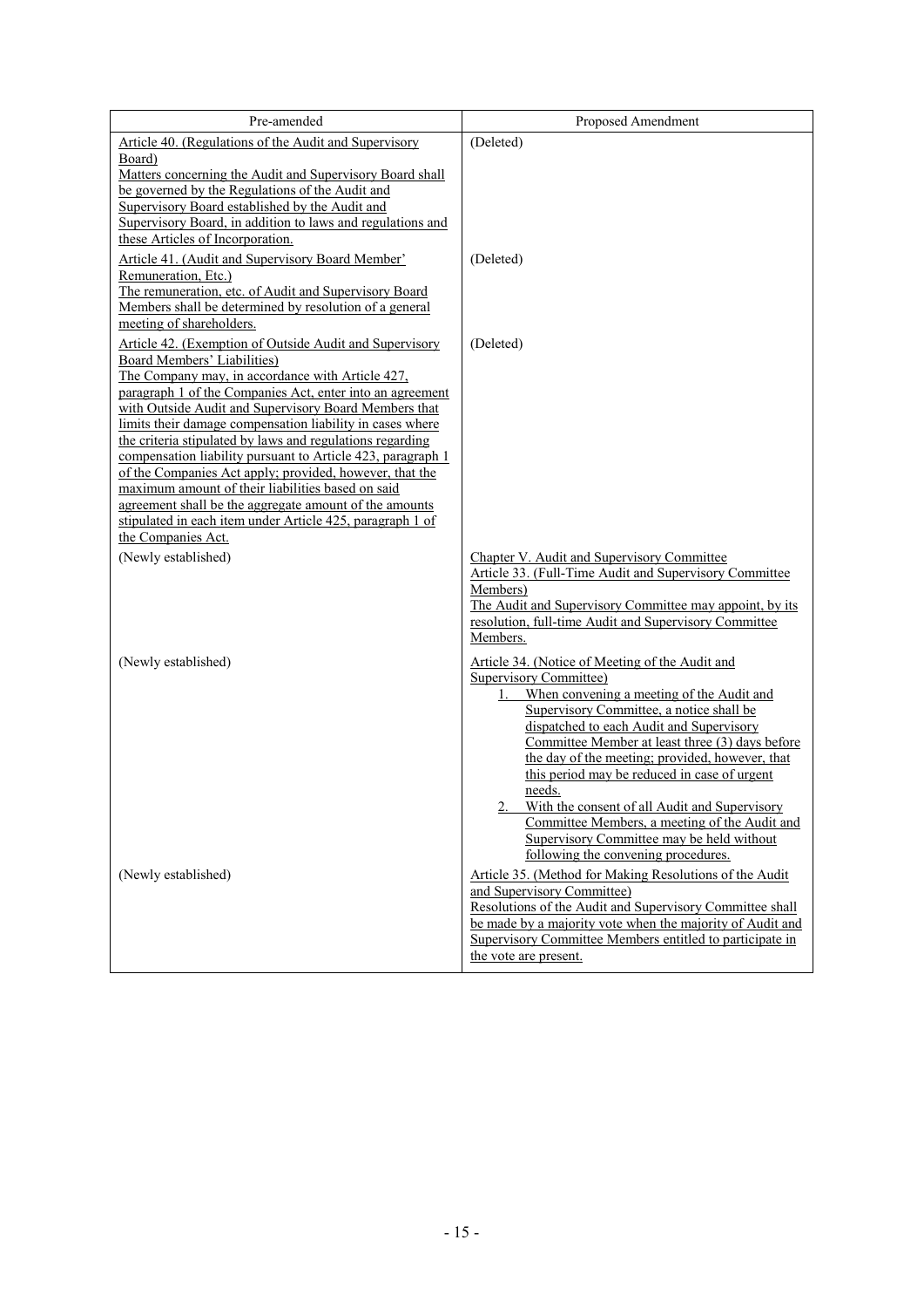| Pre-amended | Proposed Amendment |
|---|---|
| Article 40. (Regulations of the Audit and Supervisory Board)<br>Matters concerning the Audit and Supervisory Board shall be governed by the Regulations of the Audit and Supervisory Board established by the Audit and Supervisory Board, in addition to laws and regulations and these Articles of Incorporation. | (Deleted) |
| Article 41. (Audit and Supervisory Board Member' Remuneration, Etc.)<br>The remuneration, etc. of Audit and Supervisory Board Members shall be determined by resolution of a general meeting of shareholders. | (Deleted) |
| Article 42. (Exemption of Outside Audit and Supervisory Board Members' Liabilities)<br>The Company may, in accordance with Article 427, paragraph 1 of the Companies Act, enter into an agreement with Outside Audit and Supervisory Board Members that limits their damage compensation liability in cases where the criteria stipulated by laws and regulations regarding compensation liability pursuant to Article 423, paragraph 1 of the Companies Act apply; provided, however, that the maximum amount of their liabilities based on said agreement shall be the aggregate amount of the amounts stipulated in each item under Article 425, paragraph 1 of the Companies Act. | (Deleted) |
| (Newly established) | Chapter V. Audit and Supervisory Committee<br>Article 33. (Full-Time Audit and Supervisory Committee Members)<br>The Audit and Supervisory Committee may appoint, by its resolution, full-time Audit and Supervisory Committee Members. |
| (Newly established) | Article 34. (Notice of Meeting of the Audit and Supervisory Committee)<br>1. When convening a meeting of the Audit and Supervisory Committee, a notice shall be dispatched to each Audit and Supervisory Committee Member at least three (3) days before the day of the meeting; provided, however, that this period may be reduced in case of urgent needs.<br>2. With the consent of all Audit and Supervisory Committee Members, a meeting of the Audit and Supervisory Committee may be held without following the convening procedures. |
| (Newly established) | Article 35. (Method for Making Resolutions of the Audit and Supervisory Committee)<br>Resolutions of the Audit and Supervisory Committee shall be made by a majority vote when the majority of Audit and Supervisory Committee Members entitled to participate in the vote are present. |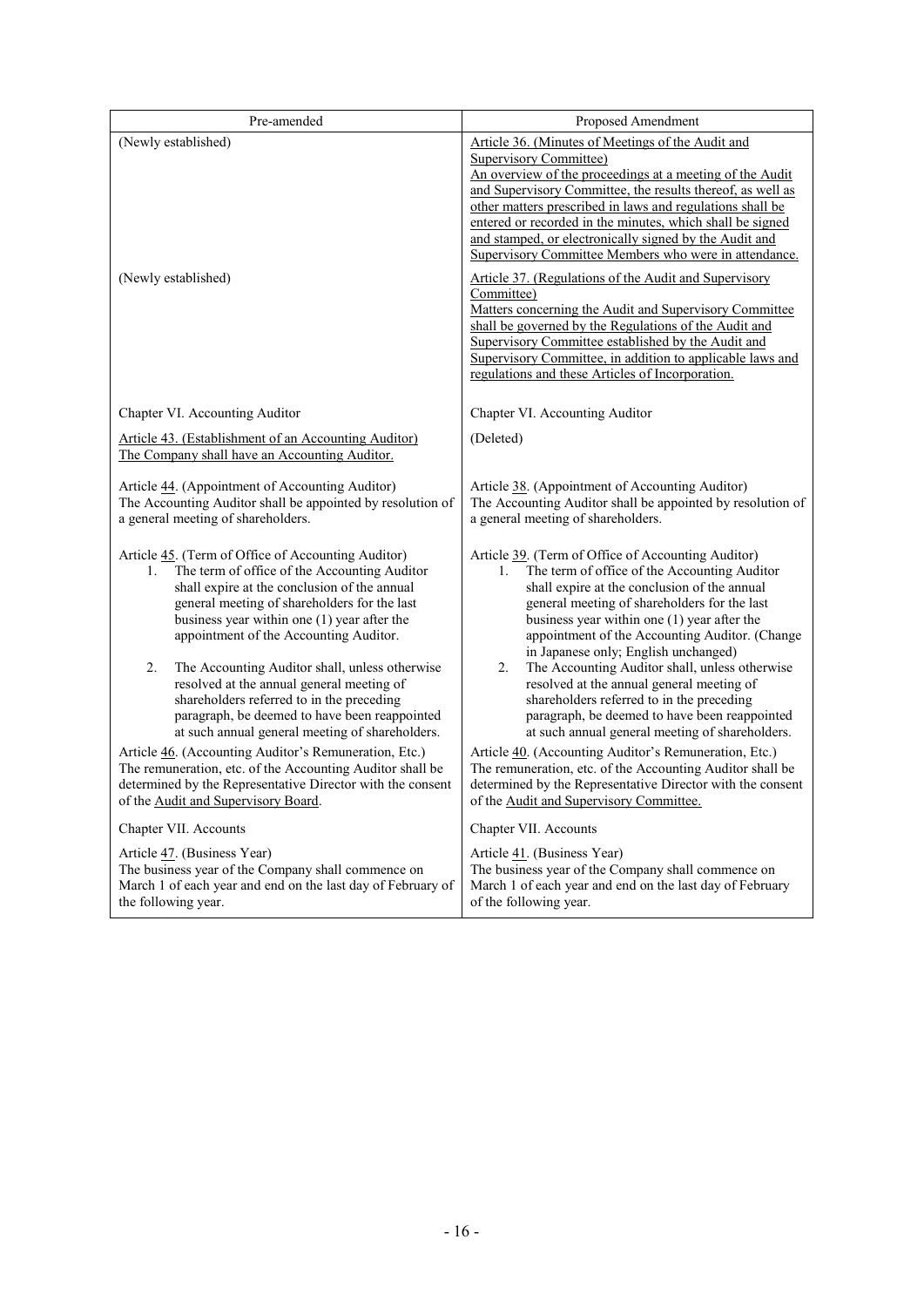| Pre-amended | Proposed Amendment |
|---|---|
| (Newly established) | Article 36. (Minutes of Meetings of the Audit and Supervisory Committee)<br>An overview of the proceedings at a meeting of the Audit and Supervisory Committee, the results thereof, as well as other matters prescribed in laws and regulations shall be entered or recorded in the minutes, which shall be signed and stamped, or electronically signed by the Audit and Supervisory Committee Members who were in attendance. |
| (Newly established) | Article 37. (Regulations of the Audit and Supervisory Committee)<br>Matters concerning the Audit and Supervisory Committee shall be governed by the Regulations of the Audit and Supervisory Committee established by the Audit and Supervisory Committee, in addition to applicable laws and regulations and these Articles of Incorporation. |
| Chapter VI. Accounting Auditor | Chapter VI. Accounting Auditor |
| Article 43. (Establishment of an Accounting Auditor)<br>The Company shall have an Accounting Auditor. | (Deleted) |
| Article 44. (Appointment of Accounting Auditor)<br>The Accounting Auditor shall be appointed by resolution of a general meeting of shareholders. | Article 38. (Appointment of Accounting Auditor)<br>The Accounting Auditor shall be appointed by resolution of a general meeting of shareholders. |
| Article 45. (Term of Office of Accounting Auditor)<br>1. The term of office of the Accounting Auditor shall expire at the conclusion of the annual general meeting of shareholders for the last business year within one (1) year after the appointment of the Accounting Auditor.<br>2. The Accounting Auditor shall, unless otherwise resolved at the annual general meeting of shareholders referred to in the preceding paragraph, be deemed to have been reappointed at such annual general meeting of shareholders. | Article 39. (Term of Office of Accounting Auditor)<br>1. The term of office of the Accounting Auditor shall expire at the conclusion of the annual general meeting of shareholders for the last business year within one (1) year after the appointment of the Accounting Auditor. (Change in Japanese only; English unchanged)<br>2. The Accounting Auditor shall, unless otherwise resolved at the annual general meeting of shareholders referred to in the preceding paragraph, be deemed to have been reappointed at such annual general meeting of shareholders. |
| Article 46. (Accounting Auditor's Remuneration, Etc.)<br>The remuneration, etc. of the Accounting Auditor shall be determined by the Representative Director with the consent of the Audit and Supervisory Board. | Article 40. (Accounting Auditor's Remuneration, Etc.)<br>The remuneration, etc. of the Accounting Auditor shall be determined by the Representative Director with the consent of the Audit and Supervisory Committee. |
| Chapter VII. Accounts | Chapter VII. Accounts |
| Article 47. (Business Year)<br>The business year of the Company shall commence on March 1 of each year and end on the last day of February of the following year. | Article 41. (Business Year)<br>The business year of the Company shall commence on March 1 of each year and end on the last day of February of the following year. |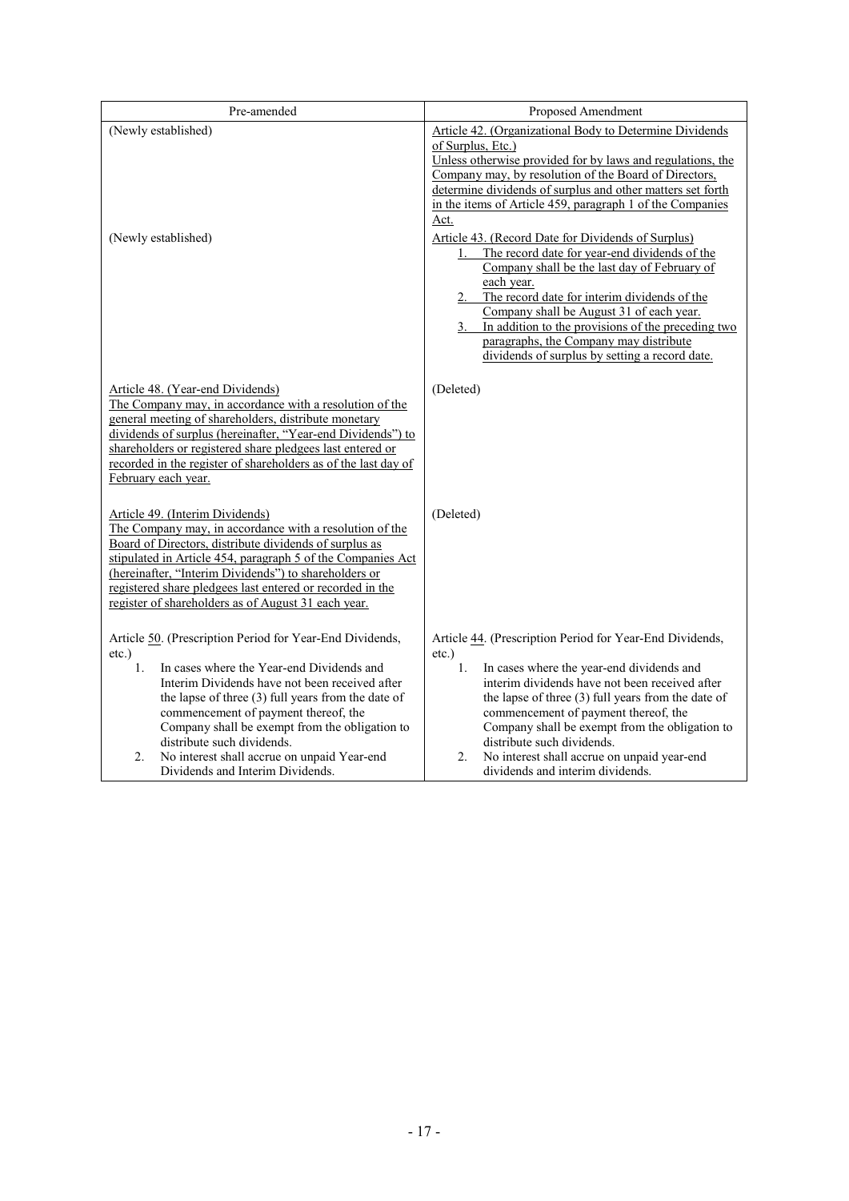| Pre-amended | Proposed Amendment |
|---|---|
| (Newly established) | Article 42. (Organizational Body to Determine Dividends of Surplus, Etc.)<br>Unless otherwise provided for by laws and regulations, the Company may, by resolution of the Board of Directors, determine dividends of surplus and other matters set forth in the items of Article 459, paragraph 1 of the Companies Act. |
| (Newly established) | Article 43. (Record Date for Dividends of Surplus)<br>1. The record date for year-end dividends of the Company shall be the last day of February of each year.<br>2. The record date for interim dividends of the Company shall be August 31 of each year.<br>3. In addition to the provisions of the preceding two paragraphs, the Company may distribute dividends of surplus by setting a record date. |
| Article 48. (Year-end Dividends)<br>The Company may, in accordance with a resolution of the general meeting of shareholders, distribute monetary dividends of surplus (hereinafter, "Year-end Dividends") to shareholders or registered share pledgees last entered or recorded in the register of shareholders as of the last day of February each year. | (Deleted) |
| Article 49. (Interim Dividends)<br>The Company may, in accordance with a resolution of the Board of Directors, distribute dividends of surplus as stipulated in Article 454, paragraph 5 of the Companies Act (hereinafter, "Interim Dividends") to shareholders or registered share pledgees last entered or recorded in the register of shareholders as of August 31 each year. | (Deleted) |
| Article 50. (Prescription Period for Year-End Dividends, etc.)<br>1. In cases where the Year-end Dividends and Interim Dividends have not been received after the lapse of three (3) full years from the date of commencement of payment thereof, the Company shall be exempt from the obligation to distribute such dividends.<br>2. No interest shall accrue on unpaid Year-end Dividends and Interim Dividends. | Article 44. (Prescription Period for Year-End Dividends, etc.)<br>1. In cases where the year-end dividends and interim dividends have not been received after the lapse of three (3) full years from the date of commencement of payment thereof, the Company shall be exempt from the obligation to distribute such dividends.<br>2. No interest shall accrue on unpaid year-end dividends and interim dividends. |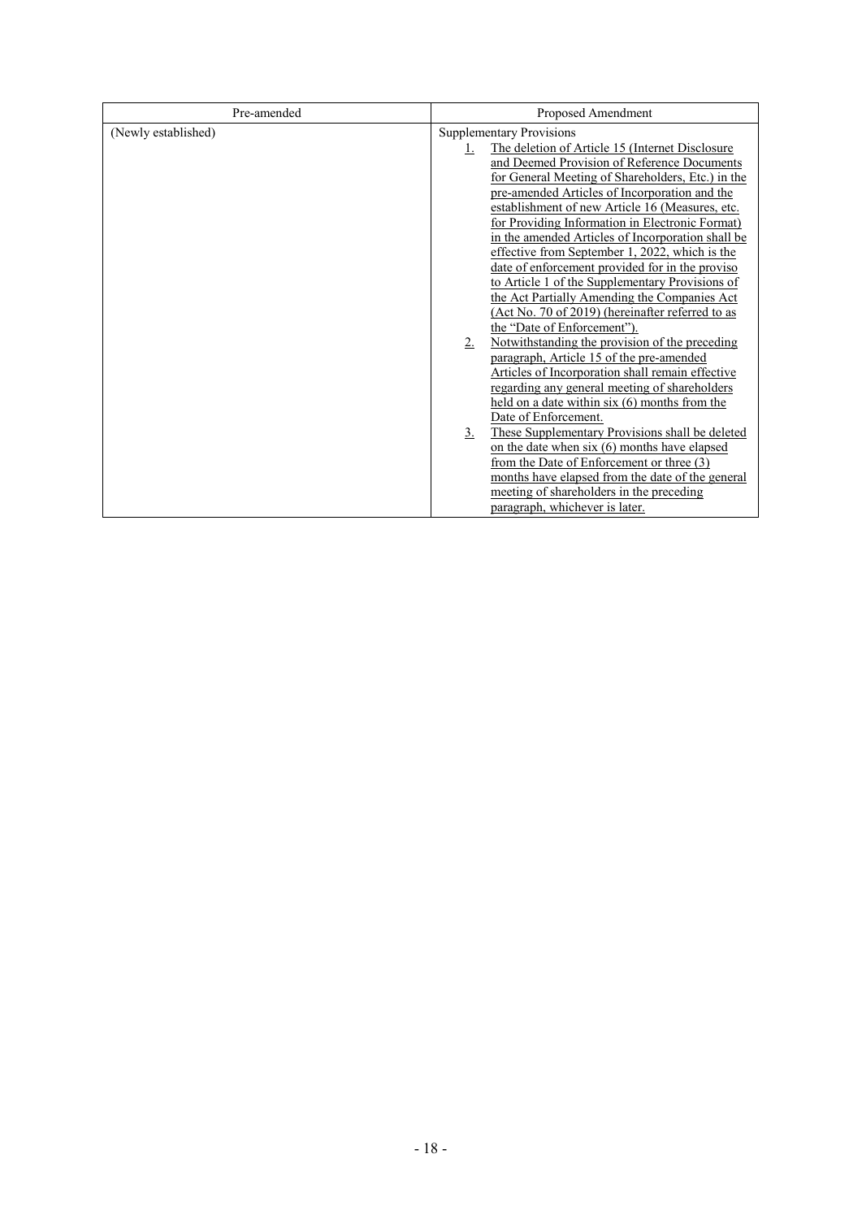| Pre-amended | Proposed Amendment |
|---|---|
| (Newly established) | Supplementary Provisions<br>1. The deletion of Article 15 (Internet Disclosure and Deemed Provision of Reference Documents for General Meeting of Shareholders, Etc.) in the pre-amended Articles of Incorporation and the establishment of new Article 16 (Measures, etc. for Providing Information in Electronic Format) in the amended Articles of Incorporation shall be effective from September 1, 2022, which is the date of enforcement provided for in the proviso to Article 1 of the Supplementary Provisions of the Act Partially Amending the Companies Act (Act No. 70 of 2019) (hereinafter referred to as the "Date of Enforcement").<br>2. Notwithstanding the provision of the preceding paragraph, Article 15 of the pre-amended Articles of Incorporation shall remain effective regarding any general meeting of shareholders held on a date within six (6) months from the Date of Enforcement.<br>3. These Supplementary Provisions shall be deleted on the date when six (6) months have elapsed from the Date of Enforcement or three (3) months have elapsed from the date of the general meeting of shareholders in the preceding paragraph, whichever is later. |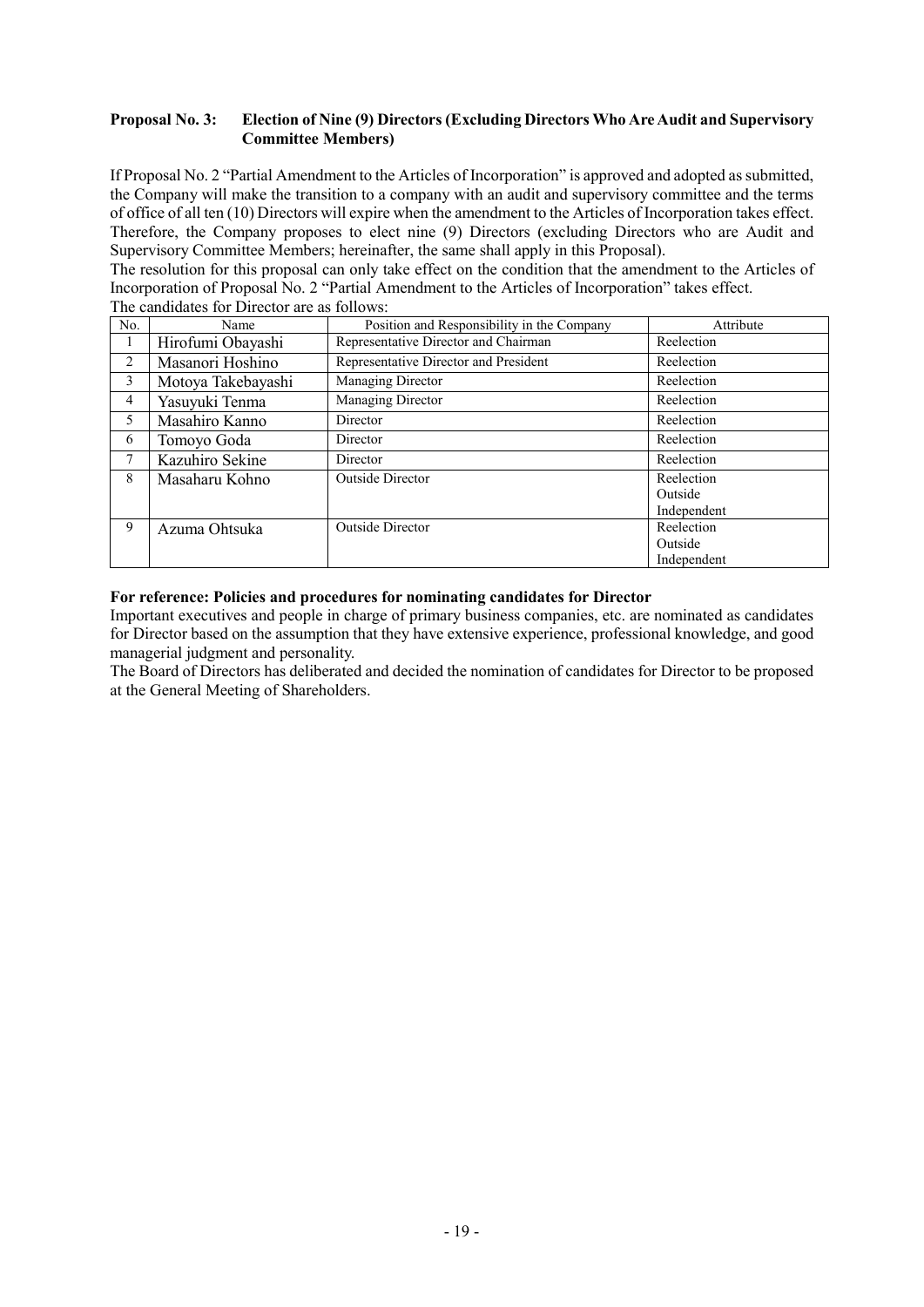**Proposal No. 3: Election of Nine (9) Directors (Excluding Directors Who Are Audit and Supervisory Committee Members)**

If Proposal No. 2 "Partial Amendment to the Articles of Incorporation" is approved and adopted as submitted, the Company will make the transition to a company with an audit and supervisory committee and the terms of office of all ten (10) Directors will expire when the amendment to the Articles of Incorporation takes effect. Therefore, the Company proposes to elect nine (9) Directors (excluding Directors who are Audit and Supervisory Committee Members; hereinafter, the same shall apply in this Proposal).

The resolution for this proposal can only take effect on the condition that the amendment to the Articles of Incorporation of Proposal No. 2 "Partial Amendment to the Articles of Incorporation" takes effect.

The candidates for Director are as follows:

| No. | Name | Position and Responsibility in the Company | Attribute |
|---|---|---|---|
| 1 | Hirofumi Obayashi | Representative Director and Chairman | Reelection |
| 2 | Masanori Hoshino | Representative Director and President | Reelection |
| 3 | Motoya Takebayashi | Managing Director | Reelection |
| 4 | Yasuyuki Tenma | Managing Director | Reelection |
| 5 | Masahiro Kanno | Director | Reelection |
| 6 | Tomoyo Goda | Director | Reelection |
| 7 | Kazuhiro Sekine | Director | Reelection |
| 8 | Masaharu Kohno | Outside Director | Reelection<br>Outside<br>Independent |
| 9 | Azuma Ohtsuka | Outside Director | Reelection<br>Outside<br>Independent |

**For reference: Policies and procedures for nominating candidates for Director**

Important executives and people in charge of primary business companies, etc. are nominated as candidates for Director based on the assumption that they have extensive experience, professional knowledge, and good managerial judgment and personality.

The Board of Directors has deliberated and decided the nomination of candidates for Director to be proposed at the General Meeting of Shareholders.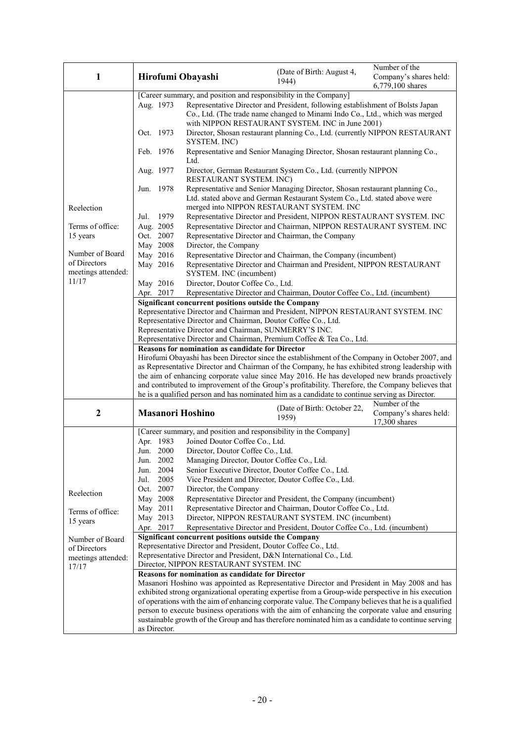| 1 | Hirofumi Obayashi | (Date of Birth: August 4, 1944) | Number of the Company's shares held: 6,779,100 shares |
|---|---|---|---|
| Reelection<br><br>Terms of office: 15 years<br><br>Number of Board of Directors meetings attended: 11/17 | [Career summary, and position and responsibility in the Company]<br>Aug. 1973 Representative Director and President, following establishment of Bolsts Japan Co., Ltd. (The trade name changed to Minami Indo Co., Ltd., which was merged with NIPPON RESTAURANT SYSTEM. INC in June 2001)<br>Oct. 1973 Director, Shosan restaurant planning Co., Ltd. (currently NIPPON RESTAURANT SYSTEM. INC)<br>Feb. 1976 Representative and Senior Managing Director, Shosan restaurant planning Co., Ltd.<br>Aug. 1977 Director, German Restaurant System Co., Ltd. (currently NIPPON RESTAURANT SYSTEM. INC)<br>Jun. 1978 Representative and Senior Managing Director, Shosan restaurant planning Co., Ltd. stated above and German Restaurant System Co., Ltd. stated above were merged into NIPPON RESTAURANT SYSTEM. INC<br>Jul. 1979 Representative Director and President, NIPPON RESTAURANT SYSTEM. INC<br>Aug. 2005 Representative Director and Chairman, NIPPON RESTAURANT SYSTEM. INC<br>Oct. 2007 Representative Director and Chairman, the Company<br>May 2008 Director, the Company<br>May 2016 Representative Director and Chairman, the Company (incumbent)<br>May 2016 Representative Director and Chairman and President, NIPPON RESTAURANT SYSTEM. INC (incumbent)<br>May 2016 Director, Doutor Coffee Co., Ltd.<br>Apr. 2017 Representative Director and Chairman, Doutor Coffee Co., Ltd. (incumbent)<br><br>**Significant concurrent positions outside the Company**<br>Representative Director and Chairman and President, NIPPON RESTAURANT SYSTEM. INC<br>Representative Director and Chairman, Doutor Coffee Co., Ltd.<br>Representative Director and Chairman, SUNMERRY'S INC.<br>Representative Director and Chairman, Premium Coffee & Tea Co., Ltd.<br><br>**Reasons for nomination as candidate for Director**<br>Hirofumi Obayashi has been Director since the establishment of the Company in October 2007, and as Representative Director and Chairman of the Company, he has exhibited strong leadership with the aim of enhancing corporate value since May 2016. He has developed new brands proactively and contributed to improvement of the Group's profitability. Therefore, the Company believes that he is a qualified person and has nominated him as a candidate to continue serving as Director. | | |
| **2** | **Masanori Hoshino** | (Date of Birth: October 22, 1959) | Number of the Company's shares held: 17,300 shares |
| Reelection<br><br>Terms of office: 15 years<br><br>Number of Board of Directors meetings attended: 17/17 | [Career summary, and position and responsibility in the Company]<br>Apr. 1983 Joined Doutor Coffee Co., Ltd.<br>Jun. 2000 Director, Doutor Coffee Co., Ltd.<br>Jun. 2002 Managing Director, Doutor Coffee Co., Ltd.<br>Jun. 2004 Senior Executive Director, Doutor Coffee Co., Ltd.<br>Jul. 2005 Vice President and Director, Doutor Coffee Co., Ltd.<br>Oct. 2007 Director, the Company<br>May 2008 Representative Director and President, the Company (incumbent)<br>May 2011 Representative Director and Chairman, Doutor Coffee Co., Ltd.<br>May 2013 Director, NIPPON RESTAURANT SYSTEM. INC (incumbent)<br>Apr. 2017 Representative Director and President, Doutor Coffee Co., Ltd. (incumbent)<br><br>**Significant concurrent positions outside the Company**<br>Representative Director and President, Doutor Coffee Co., Ltd.<br>Representative Director and President, D&N International Co., Ltd.<br>Director, NIPPON RESTAURANT SYSTEM. INC<br><br>**Reasons for nomination as candidate for Director**<br>Masanori Hoshino was appointed as Representative Director and President in May 2008 and has exhibited strong organizational operating expertise from a Group-wide perspective in his execution of operations with the aim of enhancing corporate value. The Company believes that he is a qualified person to execute business operations with the aim of enhancing the corporate value and ensuring sustainable growth of the Group and has therefore nominated him as a candidate to continue serving as Director. | | |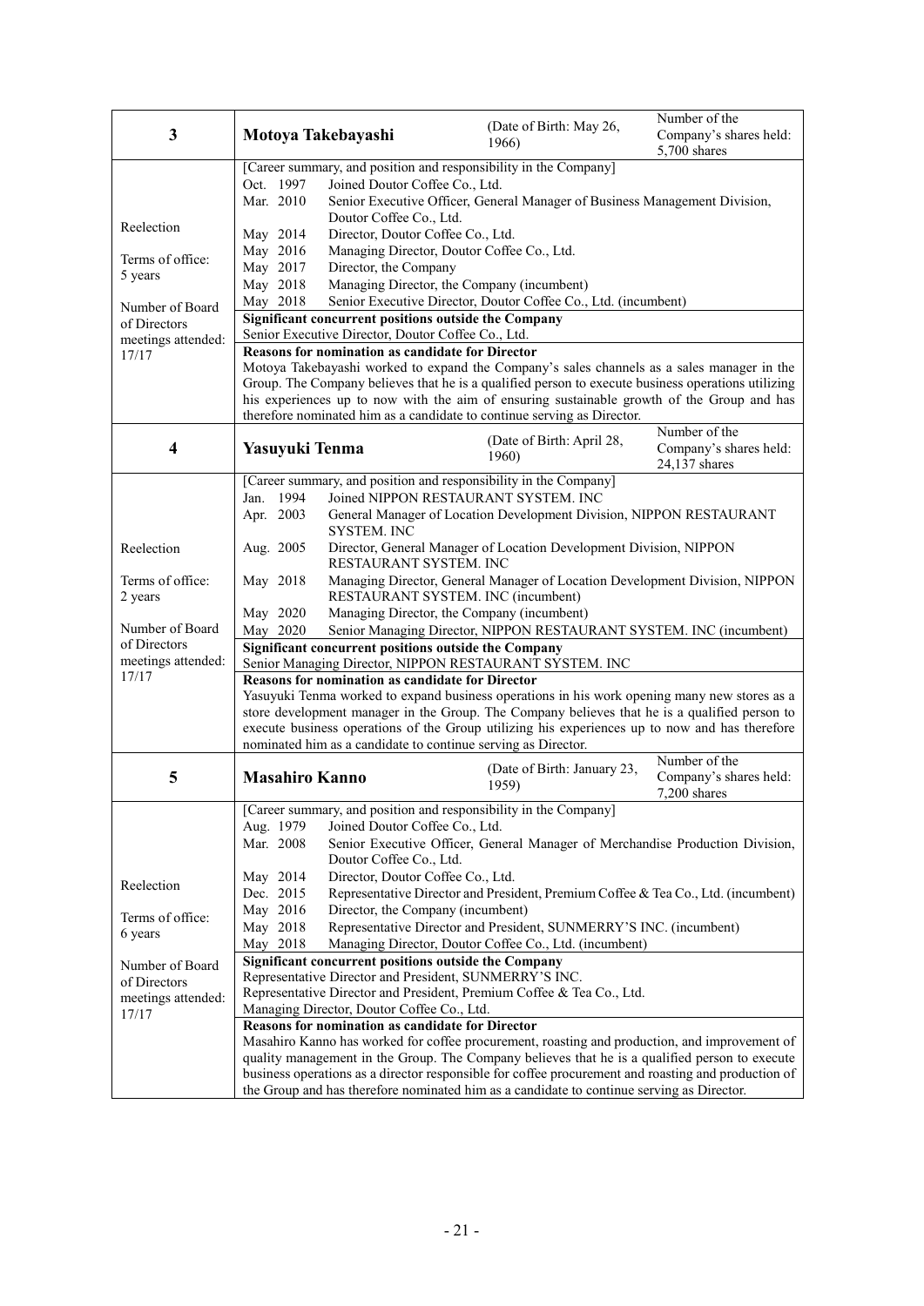| 3 | **Motoya Takebayashi** | (Date of Birth: May 26, 1966) | Number of the Company's shares held: 5,700 shares |
|---|---|---|---|
| Reelection<br><br>Terms of office: 5 years<br><br>Number of Board of Directors meetings attended: 17/17 | [Career summary, and position and responsibility in the Company]<br>Oct. 1997 Joined Doutor Coffee Co., Ltd.<br>Mar. 2010 Senior Executive Officer, General Manager of Business Management Division, Doutor Coffee Co., Ltd.<br>May 2014 Director, Doutor Coffee Co., Ltd.<br>May 2016 Managing Director, Doutor Coffee Co., Ltd.<br>May 2017 Director, the Company<br>May 2018 Managing Director, the Company (incumbent)<br>May 2018 Senior Executive Director, Doutor Coffee Co., Ltd. (incumbent)<br>**Significant concurrent positions outside the Company**<br>Senior Executive Director, Doutor Coffee Co., Ltd.<br>**Reasons for nomination as candidate for Director**<br>Motoya Takebayashi worked to expand the Company's sales channels as a sales manager in the Group. The Company believes that he is a qualified person to execute business operations utilizing his experiences up to now with the aim of ensuring sustainable growth of the Group and has therefore nominated him as a candidate to continue serving as Director. | | |
| 4 | **Yasuyuki Tenma** | (Date of Birth: April 28, 1960) | Number of the Company's shares held: 24,137 shares |
| Reelection<br><br>Terms of office: 2 years<br><br>Number of Board of Directors meetings attended: 17/17 | [Career summary, and position and responsibility in the Company]<br>Jan. 1994 Joined NIPPON RESTAURANT SYSTEM. INC<br>Apr. 2003 General Manager of Location Development Division, NIPPON RESTAURANT SYSTEM. INC<br>Aug. 2005 Director, General Manager of Location Development Division, NIPPON RESTAURANT SYSTEM. INC<br>May 2018 Managing Director, General Manager of Location Development Division, NIPPON RESTAURANT SYSTEM. INC (incumbent)<br>May 2020 Managing Director, the Company (incumbent)<br>May 2020 Senior Managing Director, NIPPON RESTAURANT SYSTEM. INC (incumbent)<br>**Significant concurrent positions outside the Company**<br>Senior Managing Director, NIPPON RESTAURANT SYSTEM. INC<br>**Reasons for nomination as candidate for Director**<br>Yasuyuki Tenma worked to expand business operations in his work opening many new stores as a store development manager in the Group. The Company believes that he is a qualified person to execute business operations of the Group utilizing his experiences up to now and has therefore nominated him as a candidate to continue serving as Director. | | |
| 5 | **Masahiro Kanno** | (Date of Birth: January 23, 1959) | Number of the Company's shares held: 7,200 shares |
| Reelection<br><br>Terms of office: 6 years<br><br>Number of Board of Directors meetings attended: 17/17 | [Career summary, and position and responsibility in the Company]<br>Aug. 1979 Joined Doutor Coffee Co., Ltd.<br>Mar. 2008 Senior Executive Officer, General Manager of Merchandise Production Division, Doutor Coffee Co., Ltd.<br>May 2014 Director, Doutor Coffee Co., Ltd.<br>Dec. 2015 Representative Director and President, Premium Coffee & Tea Co., Ltd. (incumbent)<br>May 2016 Director, the Company (incumbent)<br>May 2018 Representative Director and President, SUNMERRY'S INC. (incumbent)<br>May 2018 Managing Director, Doutor Coffee Co., Ltd. (incumbent)<br>**Significant concurrent positions outside the Company**<br>Representative Director and President, SUNMERRY'S INC.<br>Representative Director and President, Premium Coffee & Tea Co., Ltd.<br>Managing Director, Doutor Coffee Co., Ltd.<br>**Reasons for nomination as candidate for Director**<br>Masahiro Kanno has worked for coffee procurement, roasting and production, and improvement of quality management in the Group. The Company believes that he is a qualified person to execute business operations as a director responsible for coffee procurement and roasting and production of the Group and has therefore nominated him as a candidate to continue serving as Director. | | |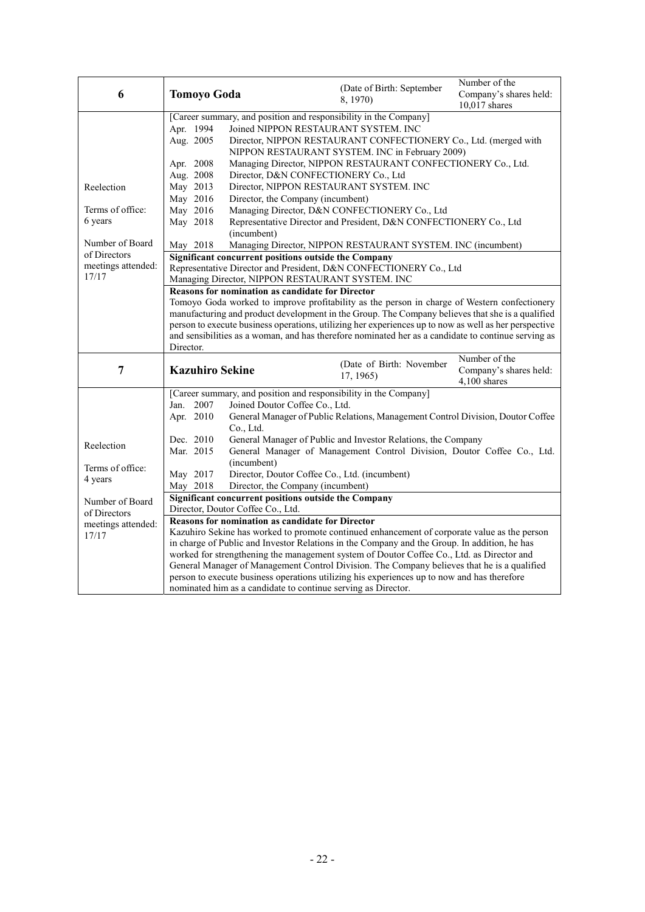| 6 | **Tomoyo Goda** | (Date of Birth: September 8, 1970) | Number of the Company's shares held: 10,017 shares |
|---|---|---|---|
| Reelection<br><br>Terms of office: 6 years<br><br>Number of Board of Directors meetings attended: 17/17 | [Career summary, and position and responsibility in the Company]<br>Apr. 1994 Joined NIPPON RESTAURANT SYSTEM. INC<br>Aug. 2005 Director, NIPPON RESTAURANT CONFECTIONERY Co., Ltd. (merged with NIPPON RESTAURANT SYSTEM. INC in February 2009)<br>Apr. 2008 Managing Director, NIPPON RESTAURANT CONFECTIONERY Co., Ltd.<br>Aug. 2008 Director, D&N CONFECTIONERY Co., Ltd<br>May 2013 Director, NIPPON RESTAURANT SYSTEM. INC<br>May 2016 Director, the Company (incumbent)<br>May 2016 Managing Director, D&N CONFECTIONERY Co., Ltd<br>May 2018 Representative Director and President, D&N CONFECTIONERY Co., Ltd (incumbent)<br>May 2018 Managing Director, NIPPON RESTAURANT SYSTEM. INC (incumbent)<br><br>**Significant concurrent positions outside the Company**<br>Representative Director and President, D&N CONFECTIONERY Co., Ltd<br>Managing Director, NIPPON RESTAURANT SYSTEM. INC<br><br>**Reasons for nomination as candidate for Director**<br>Tomoyo Goda worked to improve profitability as the person in charge of Western confectionery manufacturing and product development in the Group. The Company believes that she is a qualified person to execute business operations, utilizing her experiences up to now as well as her perspective and sensibilities as a woman, and has therefore nominated her as a candidate to continue serving as Director. | | |
| **7** | **Kazuhiro Sekine** | (Date of Birth: November 17, 1965) | Number of the Company's shares held: 4,100 shares |
| Reelection<br><br>Terms of office: 4 years<br><br>Number of Board of Directors meetings attended: 17/17 | [Career summary, and position and responsibility in the Company]<br>Jan. 2007 Joined Doutor Coffee Co., Ltd.<br>Apr. 2010 General Manager of Public Relations, Management Control Division, Doutor Coffee Co., Ltd.<br>Dec. 2010 General Manager of Public and Investor Relations, the Company<br>Mar. 2015 General Manager of Management Control Division, Doutor Coffee Co., Ltd. (incumbent)<br>May 2017 Director, Doutor Coffee Co., Ltd. (incumbent)<br>May 2018 Director, the Company (incumbent)<br><br>**Significant concurrent positions outside the Company**<br>Director, Doutor Coffee Co., Ltd.<br><br>**Reasons for nomination as candidate for Director**<br>Kazuhiro Sekine has worked to promote continued enhancement of corporate value as the person in charge of Public and Investor Relations in the Company and the Group. In addition, he has worked for strengthening the management system of Doutor Coffee Co., Ltd. as Director and General Manager of Management Control Division. The Company believes that he is a qualified person to execute business operations utilizing his experiences up to now and has therefore nominated him as a candidate to continue serving as Director. | | |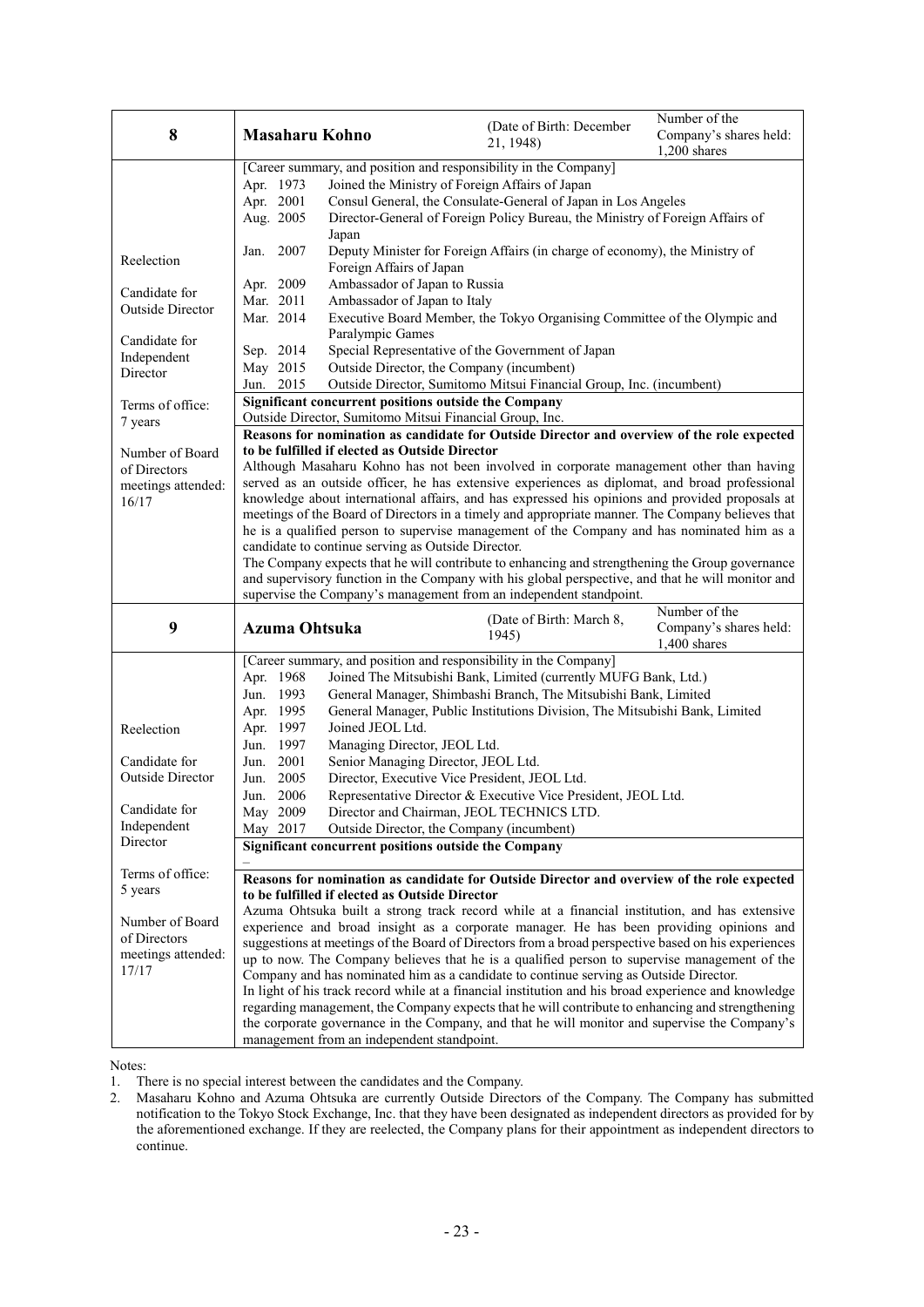| 8 | **Masaharu Kohno** | (Date of Birth: December 21, 1948) | Number of the Company's shares held: 1,200 shares |
|---|---|---|---|
| Reelection<br><br>Candidate for Outside Director<br><br>Candidate for Independent Director<br><br>Terms of office: 7 years<br><br>Number of Board of Directors meetings attended: 16/17 | [Career summary, and position and responsibility in the Company]<br>Apr. 1973 Joined the Ministry of Foreign Affairs of Japan<br>Apr. 2001 Consul General, the Consulate-General of Japan in Los Angeles<br>Aug. 2005 Director-General of Foreign Policy Bureau, the Ministry of Foreign Affairs of Japan<br>Jan. 2007 Deputy Minister for Foreign Affairs (in charge of economy), the Ministry of Foreign Affairs of Japan<br>Apr. 2009 Ambassador of Japan to Russia<br>Mar. 2011 Ambassador of Japan to Italy<br>Mar. 2014 Executive Board Member, the Tokyo Organising Committee of the Olympic and Paralympic Games<br>Sep. 2014 Special Representative of the Government of Japan<br>May 2015 Outside Director, the Company (incumbent)<br>Jun. 2015 Outside Director, Sumitomo Mitsui Financial Group, Inc. (incumbent)<br><br>**Significant concurrent positions outside the Company**<br>Outside Director, Sumitomo Mitsui Financial Group, Inc.<br><br>**Reasons for nomination as candidate for Outside Director and overview of the role expected to be fulfilled if elected as Outside Director**<br>Although Masaharu Kohno has not been involved in corporate management other than having served as an outside officer, he has extensive experiences as diplomat, and broad professional knowledge about international affairs, and has expressed his opinions and provided proposals at meetings of the Board of Directors in a timely and appropriate manner. The Company believes that he is a qualified person to supervise management of the Company and has nominated him as a candidate to continue serving as Outside Director.<br>The Company expects that he will contribute to enhancing and strengthening the Group governance and supervisory function in the Company with his global perspective, and that he will monitor and supervise the Company's management from an independent standpoint. | | |
| **9** | **Azuma Ohtsuka** | (Date of Birth: March 8, 1945) | Number of the Company's shares held: 1,400 shares |
| Reelection<br><br>Candidate for Outside Director<br><br>Candidate for Independent Director<br><br>Terms of office: 5 years<br><br>Number of Board of Directors meetings attended: 17/17 | [Career summary, and position and responsibility in the Company]<br>Apr. 1968 Joined The Mitsubishi Bank, Limited (currently MUFG Bank, Ltd.)<br>Jun. 1993 General Manager, Shimbashi Branch, The Mitsubishi Bank, Limited<br>Apr. 1995 General Manager, Public Institutions Division, The Mitsubishi Bank, Limited<br>Apr. 1997 Joined JEOL Ltd.<br>Jun. 1997 Managing Director, JEOL Ltd.<br>Jun. 2001 Senior Managing Director, JEOL Ltd.<br>Jun. 2005 Director, Executive Vice President, JEOL Ltd.<br>Jun. 2006 Representative Director & Executive Vice President, JEOL Ltd.<br>May 2009 Director and Chairman, JEOL TECHNICS LTD.<br>May 2017 Outside Director, the Company (incumbent)<br><br>**Significant concurrent positions outside the Company**<br>–<br><br>**Reasons for nomination as candidate for Outside Director and overview of the role expected to be fulfilled if elected as Outside Director**<br>Azuma Ohtsuka built a strong track record while at a financial institution, and has extensive experience and broad insight as a corporate manager. He has been providing opinions and suggestions at meetings of the Board of Directors from a broad perspective based on his experiences up to now. The Company believes that he is a qualified person to supervise management of the Company and has nominated him as a candidate to continue serving as Outside Director.<br>In light of his track record while at a financial institution and his broad experience and knowledge regarding management, the Company expects that he will contribute to enhancing and strengthening the corporate governance in the Company, and that he will monitor and supervise the Company's management from an independent standpoint. | | |

Notes:

1. There is no special interest between the candidates and the Company.
2. Masaharu Kohno and Azuma Ohtsuka are currently Outside Directors of the Company. The Company has submitted notification to the Tokyo Stock Exchange, Inc. that they have been designated as independent directors as provided for by the aforementioned exchange. If they are reelected, the Company plans for their appointment as independent directors to continue.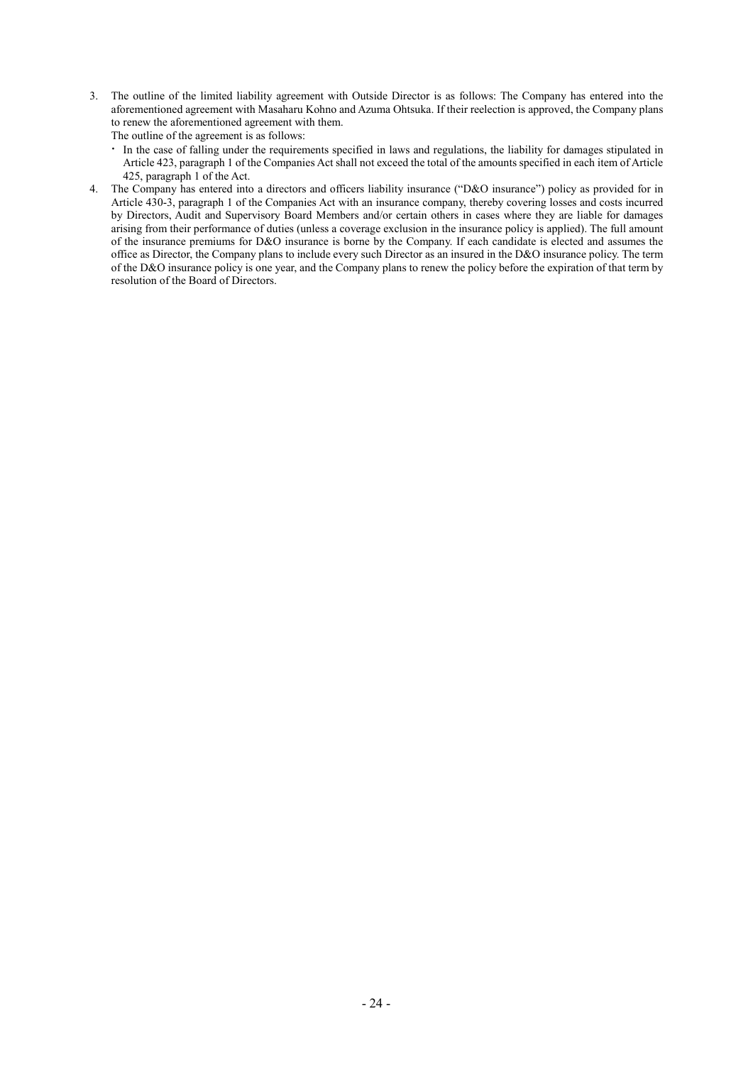3. The outline of the limited liability agreement with Outside Director is as follows: The Company has entered into the aforementioned agreement with Masaharu Kohno and Azuma Ohtsuka. If their reelection is approved, the Company plans to renew the aforementioned agreement with them.

   The outline of the agreement is as follows:

   ・ In the case of falling under the requirements specified in laws and regulations, the liability for damages stipulated in Article 423, paragraph 1 of the Companies Act shall not exceed the total of the amounts specified in each item of Article 425, paragraph 1 of the Act.

4. The Company has entered into a directors and officers liability insurance ("D&O insurance") policy as provided for in Article 430-3, paragraph 1 of the Companies Act with an insurance company, thereby covering losses and costs incurred by Directors, Audit and Supervisory Board Members and/or certain others in cases where they are liable for damages arising from their performance of duties (unless a coverage exclusion in the insurance policy is applied). The full amount of the insurance premiums for D&O insurance is borne by the Company. If each candidate is elected and assumes the office as Director, the Company plans to include every such Director as an insured in the D&O insurance policy. The term of the D&O insurance policy is one year, and the Company plans to renew the policy before the expiration of that term by resolution of the Board of Directors.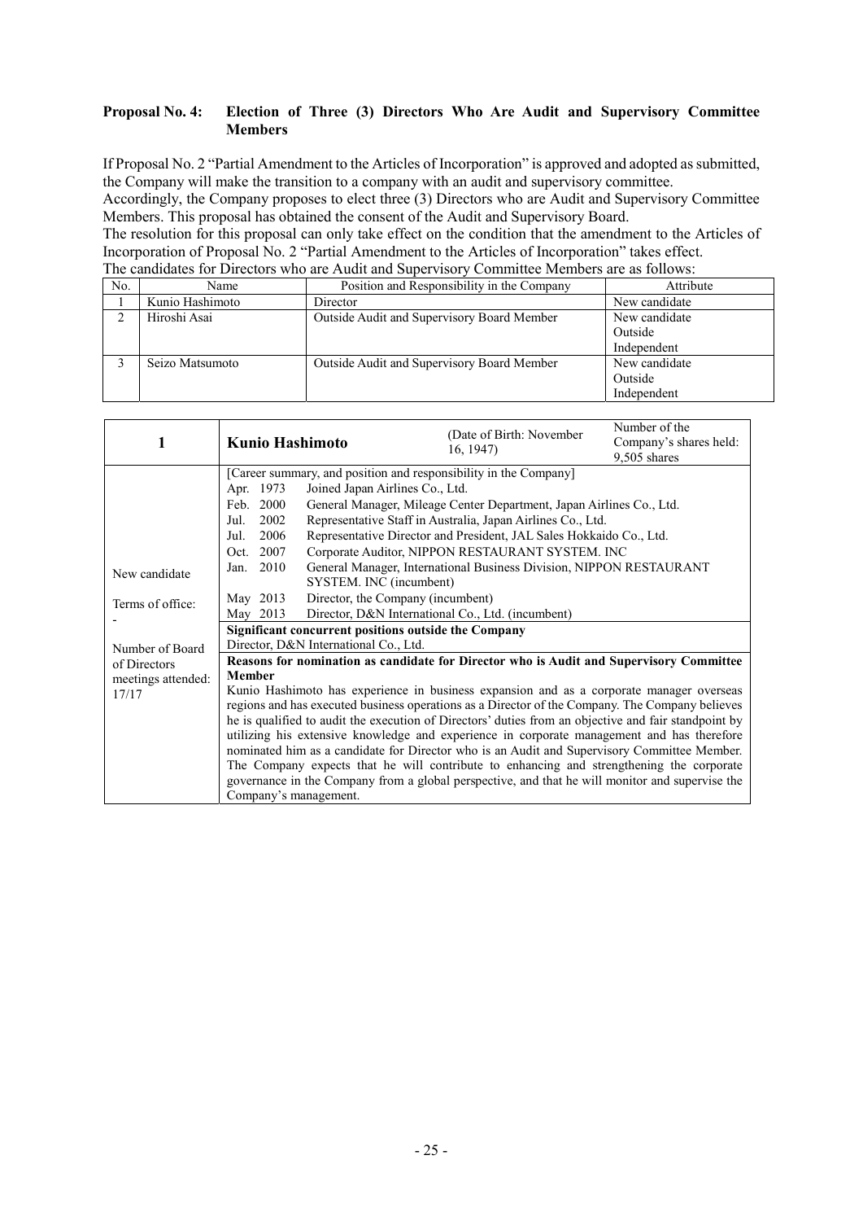**Proposal No. 4: Election of Three (3) Directors Who Are Audit and Supervisory Committee Members**

If Proposal No. 2 "Partial Amendment to the Articles of Incorporation" is approved and adopted as submitted, the Company will make the transition to a company with an audit and supervisory committee.
Accordingly, the Company proposes to elect three (3) Directors who are Audit and Supervisory Committee Members. This proposal has obtained the consent of the Audit and Supervisory Board.
The resolution for this proposal can only take effect on the condition that the amendment to the Articles of Incorporation of Proposal No. 2 "Partial Amendment to the Articles of Incorporation" takes effect.
The candidates for Directors who are Audit and Supervisory Committee Members are as follows:

| No. | Name | Position and Responsibility in the Company | Attribute |
|---|---|---|---|
| 1 | Kunio Hashimoto | Director | New candidate |
| 2 | Hiroshi Asai | Outside Audit and Supervisory Board Member | New candidate<br>Outside<br>Independent |
| 3 | Seizo Matsumoto | Outside Audit and Supervisory Board Member | New candidate<br>Outside<br>Independent |

| 1 | **Kunio Hashimoto** | (Date of Birth: November 16, 1947) | Number of the Company's shares held: 9,505 shares |
|---|---|---|---|
| New candidate<br><br>Terms of office:<br>-<br><br>Number of Board of Directors meetings attended:<br>17/17 | [Career summary, and position and responsibility in the Company]<br>Apr. 1973 Joined Japan Airlines Co., Ltd.<br>Feb. 2000 General Manager, Mileage Center Department, Japan Airlines Co., Ltd.<br>Jul. 2002 Representative Staff in Australia, Japan Airlines Co., Ltd.<br>Jul. 2006 Representative Director and President, JAL Sales Hokkaido Co., Ltd.<br>Oct. 2007 Corporate Auditor, NIPPON RESTAURANT SYSTEM. INC<br>Jan. 2010 General Manager, International Business Division, NIPPON RESTAURANT SYSTEM. INC (incumbent)<br>May 2013 Director, the Company (incumbent)<br>May 2013 Director, D&N International Co., Ltd. (incumbent)<br><br>**Significant concurrent positions outside the Company**<br>Director, D&N International Co., Ltd.<br><br>**Reasons for nomination as candidate for Director who is Audit and Supervisory Committee Member**<br>Kunio Hashimoto has experience in business expansion and as a corporate manager overseas regions and has executed business operations as a Director of the Company. The Company believes he is qualified to audit the execution of Directors' duties from an objective and fair standpoint by utilizing his extensive knowledge and experience in corporate management and has therefore nominated him as a candidate for Director who is an Audit and Supervisory Committee Member. The Company expects that he will contribute to enhancing and strengthening the corporate governance in the Company from a global perspective, and that he will monitor and supervise the Company's management. | | |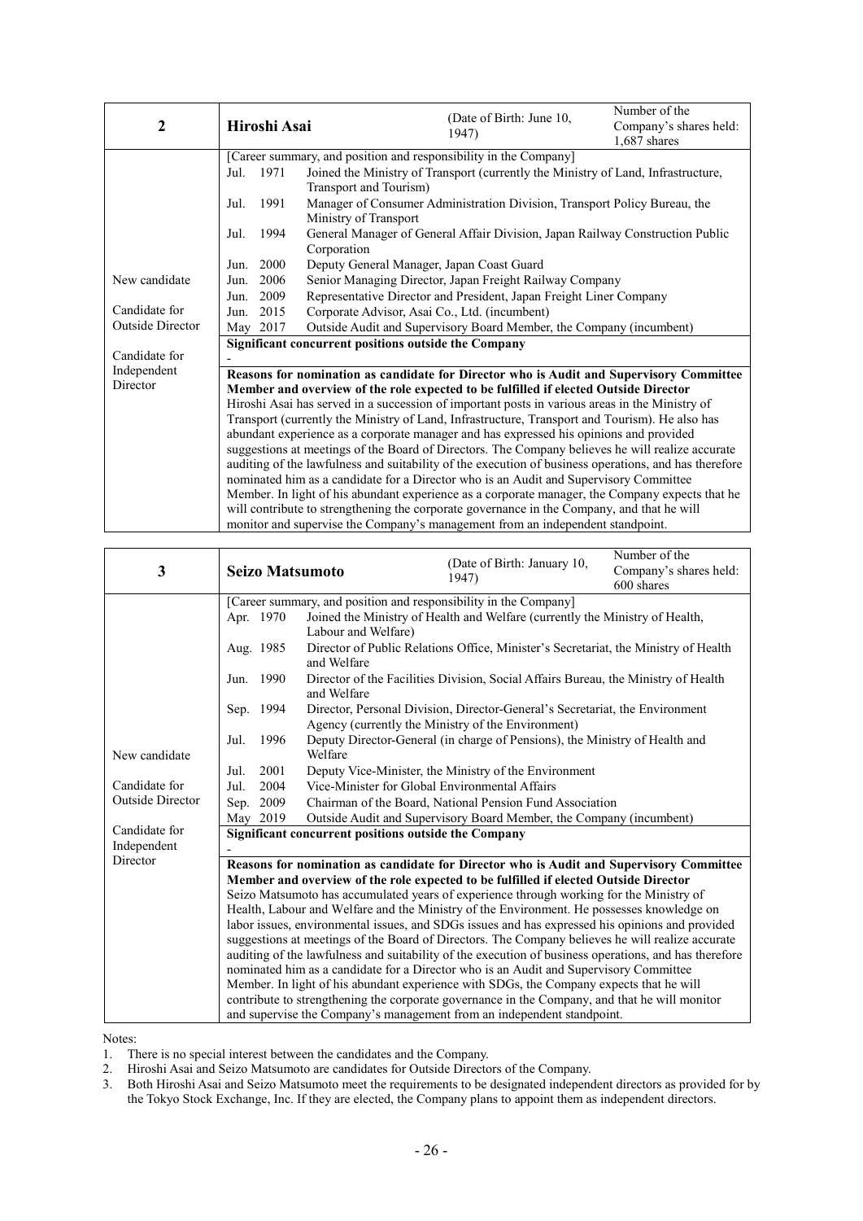| 2 | Hiroshi Asai | (Date of Birth: June 10, 1947) | Number of the Company's shares held: 1,687 shares |
|---|---|---|---|
| New candidate<br><br>Candidate for Outside Director<br><br>Candidate for Independent Director | [Career summary, and position and responsibility in the Company]<br>Jul. 1971 Joined the Ministry of Transport (currently the Ministry of Land, Infrastructure, Transport and Tourism)<br>Jul. 1991 Manager of Consumer Administration Division, Transport Policy Bureau, the Ministry of Transport<br>Jul. 1994 General Manager of General Affair Division, Japan Railway Construction Public Corporation<br>Jun. 2000 Deputy General Manager, Japan Coast Guard<br>Jun. 2006 Senior Managing Director, Japan Freight Railway Company<br>Jun. 2009 Representative Director and President, Japan Freight Liner Company<br>Jun. 2015 Corporate Advisor, Asai Co., Ltd. (incumbent)<br>May 2017 Outside Audit and Supervisory Board Member, the Company (incumbent)<br><br>**Significant concurrent positions outside the Company**<br>-<br><br>**Reasons for nomination as candidate for Director who is Audit and Supervisory Committee Member and overview of the role expected to be fulfilled if elected Outside Director**<br>Hiroshi Asai has served in a succession of important posts in various areas in the Ministry of Transport (currently the Ministry of Land, Infrastructure, Transport and Tourism). He also has abundant experience as a corporate manager and has expressed his opinions and provided suggestions at meetings of the Board of Directors. The Company believes he will realize accurate auditing of the lawfulness and suitability of the execution of business operations, and has therefore nominated him as a candidate for a Director who is an Audit and Supervisory Committee Member. In light of his abundant experience as a corporate manager, the Company expects that he will contribute to strengthening the corporate governance in the Company, and that he will monitor and supervise the Company's management from an independent standpoint. | | |

| 3 | Seizo Matsumoto | (Date of Birth: January 10, 1947) | Number of the Company's shares held: 600 shares |
|---|---|---|---|
| New candidate<br><br>Candidate for Outside Director<br><br>Candidate for Independent Director | [Career summary, and position and responsibility in the Company]<br>Apr. 1970 Joined the Ministry of Health and Welfare (currently the Ministry of Health, Labour and Welfare)<br>Aug. 1985 Director of Public Relations Office, Minister's Secretariat, the Ministry of Health and Welfare<br>Jun. 1990 Director of the Facilities Division, Social Affairs Bureau, the Ministry of Health and Welfare<br>Sep. 1994 Director, Personal Division, Director-General's Secretariat, the Environment Agency (currently the Ministry of the Environment)<br>Jul. 1996 Deputy Director-General (in charge of Pensions), the Ministry of Health and Welfare<br>Jul. 2001 Deputy Vice-Minister, the Ministry of the Environment<br>Jul. 2004 Vice-Minister for Global Environmental Affairs<br>Sep. 2009 Chairman of the Board, National Pension Fund Association<br>May 2019 Outside Audit and Supervisory Board Member, the Company (incumbent)<br><br>**Significant concurrent positions outside the Company**<br>-<br><br>**Reasons for nomination as candidate for Director who is Audit and Supervisory Committee Member and overview of the role expected to be fulfilled if elected Outside Director**<br>Seizo Matsumoto has accumulated years of experience through working for the Ministry of Health, Labour and Welfare and the Ministry of the Environment. He possesses knowledge on labor issues, environmental issues, and SDGs issues and has expressed his opinions and provided suggestions at meetings of the Board of Directors. The Company believes he will realize accurate auditing of the lawfulness and suitability of the execution of business operations, and has therefore nominated him as a candidate for a Director who is an Audit and Supervisory Committee Member. In light of his abundant experience with SDGs, the Company expects that he will contribute to strengthening the corporate governance in the Company, and that he will monitor and supervise the Company's management from an independent standpoint. | | |

Notes:

1. There is no special interest between the candidates and the Company.
2. Hiroshi Asai and Seizo Matsumoto are candidates for Outside Directors of the Company.
3. Both Hiroshi Asai and Seizo Matsumoto meet the requirements to be designated independent directors as provided for by the Tokyo Stock Exchange, Inc. If they are elected, the Company plans to appoint them as independent directors.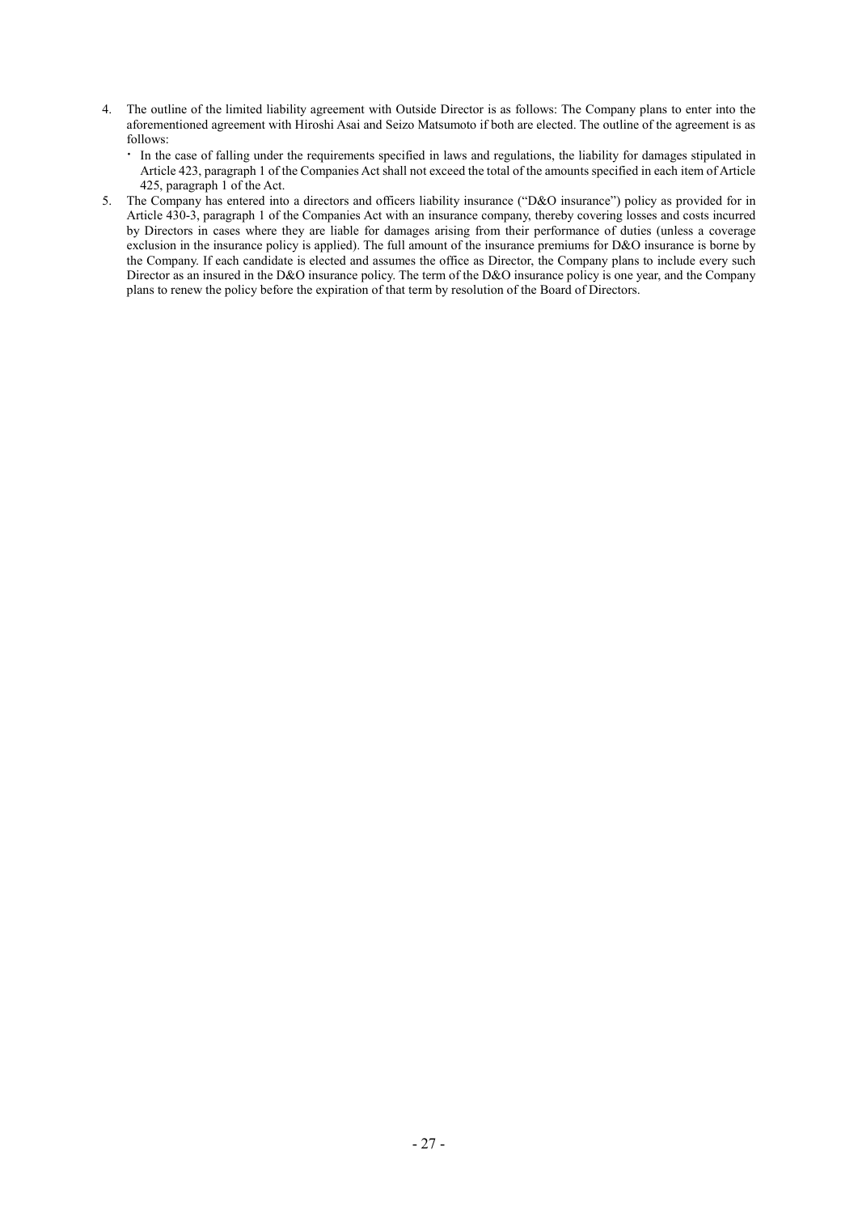4. The outline of the limited liability agreement with Outside Director is as follows: The Company plans to enter into the aforementioned agreement with Hiroshi Asai and Seizo Matsumoto if both are elected. The outline of the agreement is as follows:
   ・ In the case of falling under the requirements specified in laws and regulations, the liability for damages stipulated in Article 423, paragraph 1 of the Companies Act shall not exceed the total of the amounts specified in each item of Article 425, paragraph 1 of the Act.
5. The Company has entered into a directors and officers liability insurance ("D&O insurance") policy as provided for in Article 430-3, paragraph 1 of the Companies Act with an insurance company, thereby covering losses and costs incurred by Directors in cases where they are liable for damages arising from their performance of duties (unless a coverage exclusion in the insurance policy is applied). The full amount of the insurance premiums for D&O insurance is borne by the Company. If each candidate is elected and assumes the office as Director, the Company plans to include every such Director as an insured in the D&O insurance policy. The term of the D&O insurance policy is one year, and the Company plans to renew the policy before the expiration of that term by resolution of the Board of Directors.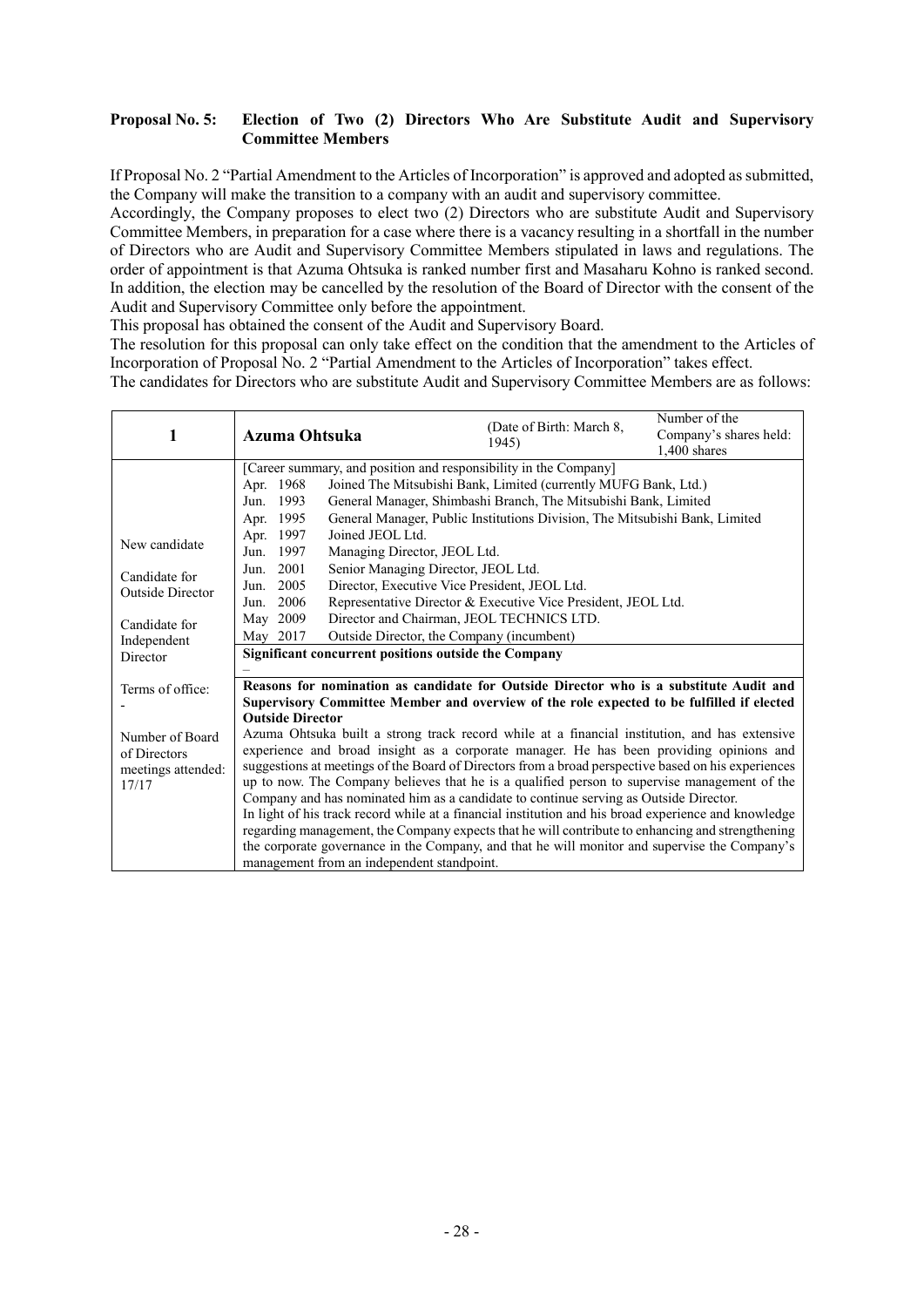**Proposal No. 5: Election of Two (2) Directors Who Are Substitute Audit and Supervisory Committee Members**

If Proposal No. 2 "Partial Amendment to the Articles of Incorporation" is approved and adopted as submitted, the Company will make the transition to a company with an audit and supervisory committee.

Accordingly, the Company proposes to elect two (2) Directors who are substitute Audit and Supervisory Committee Members, in preparation for a case where there is a vacancy resulting in a shortfall in the number of Directors who are Audit and Supervisory Committee Members stipulated in laws and regulations. The order of appointment is that Azuma Ohtsuka is ranked number first and Masaharu Kohno is ranked second. In addition, the election may be cancelled by the resolution of the Board of Director with the consent of the Audit and Supervisory Committee only before the appointment.

This proposal has obtained the consent of the Audit and Supervisory Board.

The resolution for this proposal can only take effect on the condition that the amendment to the Articles of Incorporation of Proposal No. 2 "Partial Amendment to the Articles of Incorporation" takes effect.

The candidates for Directors who are substitute Audit and Supervisory Committee Members are as follows:

| 1 | **Azuma Ohtsuka** (Date of Birth: March 8, 1945) — Number of the Company's shares held: 1,400 shares |
|---|---|
| New candidate<br><br>Candidate for Outside Director<br><br>Candidate for Independent Director<br><br>Terms of office: -<br><br>Number of Board of Directors meetings attended: 17/17 | [Career summary, and position and responsibility in the Company]<br>Apr. 1968 Joined The Mitsubishi Bank, Limited (currently MUFG Bank, Ltd.)<br>Jun. 1993 General Manager, Shimbashi Branch, The Mitsubishi Bank, Limited<br>Apr. 1995 General Manager, Public Institutions Division, The Mitsubishi Bank, Limited<br>Apr. 1997 Joined JEOL Ltd.<br>Jun. 1997 Managing Director, JEOL Ltd.<br>Jun. 2001 Senior Managing Director, JEOL Ltd.<br>Jun. 2005 Director, Executive Vice President, JEOL Ltd.<br>Jun. 2006 Representative Director & Executive Vice President, JEOL Ltd.<br>May 2009 Director and Chairman, JEOL TECHNICS LTD.<br>May 2017 Outside Director, the Company (incumbent)<br><br>**Significant concurrent positions outside the Company**<br>–<br><br>**Reasons for nomination as candidate for Outside Director who is a substitute Audit and Supervisory Committee Member and overview of the role expected to be fulfilled if elected Outside Director**<br>Azuma Ohtsuka built a strong track record while at a financial institution, and has extensive experience and broad insight as a corporate manager. He has been providing opinions and suggestions at meetings of the Board of Directors from a broad perspective based on his experiences up to now. The Company believes that he is a qualified person to supervise management of the Company and has nominated him as a candidate to continue serving as Outside Director.<br>In light of his track record while at a financial institution and his broad experience and knowledge regarding management, the Company expects that he will contribute to enhancing and strengthening the corporate governance in the Company, and that he will monitor and supervise the Company's management from an independent standpoint. |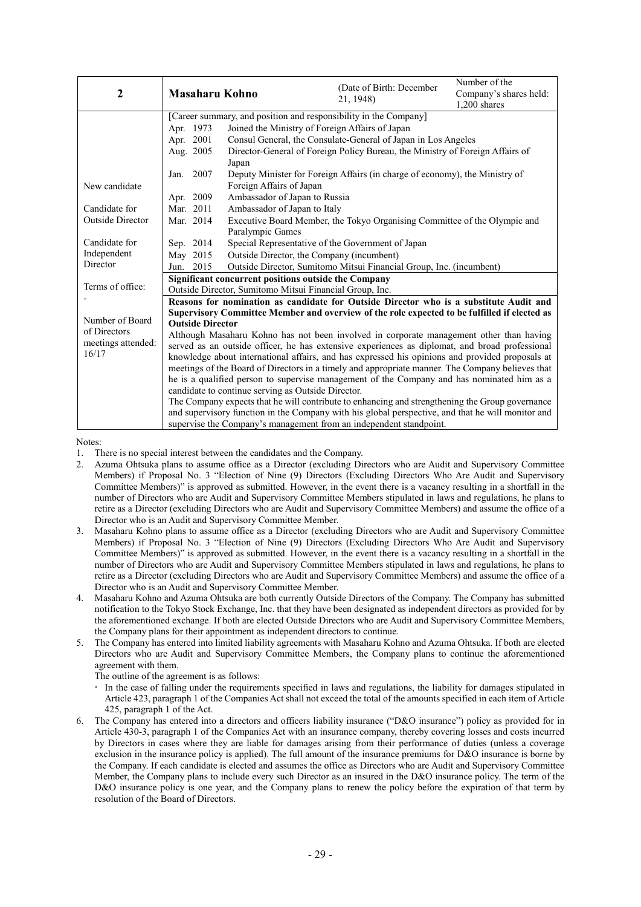| 2 | Masaharu Kohno | (Date of Birth: December 21, 1948) | Number of the Company's shares held: 1,200 shares |
|---|---|---|---|
| New candidate<br><br>Candidate for Outside Director<br><br>Candidate for Independent Director<br><br>Terms of office: -<br><br>Number of Board of Directors meetings attended: 16/17 | [Career summary, and position and responsibility in the Company]<br>Apr. 1973 Joined the Ministry of Foreign Affairs of Japan<br>Apr. 2001 Consul General, the Consulate-General of Japan in Los Angeles<br>Aug. 2005 Director-General of Foreign Policy Bureau, the Ministry of Foreign Affairs of Japan<br>Jan. 2007 Deputy Minister for Foreign Affairs (in charge of economy), the Ministry of Foreign Affairs of Japan<br>Apr. 2009 Ambassador of Japan to Russia<br>Mar. 2011 Ambassador of Japan to Italy<br>Mar. 2014 Executive Board Member, the Tokyo Organising Committee of the Olympic and Paralympic Games<br>Sep. 2014 Special Representative of the Government of Japan<br>May 2015 Outside Director, the Company (incumbent)<br>Jun. 2015 Outside Director, Sumitomo Mitsui Financial Group, Inc. (incumbent)<br>**Significant concurrent positions outside the Company**<br>Outside Director, Sumitomo Mitsui Financial Group, Inc.<br>**Reasons for nomination as candidate for Outside Director who is a substitute Audit and Supervisory Committee Member and overview of the role expected to be fulfilled if elected as Outside Director**<br>Although Masaharu Kohno has not been involved in corporate management other than having served as an outside officer, he has extensive experiences as diplomat, and broad professional knowledge about international affairs, and has expressed his opinions and provided proposals at meetings of the Board of Directors in a timely and appropriate manner. The Company believes that he is a qualified person to supervise management of the Company and has nominated him as a candidate to continue serving as Outside Director.<br>The Company expects that he will contribute to enhancing and strengthening the Group governance and supervisory function in the Company with his global perspective, and that he will monitor and supervise the Company's management from an independent standpoint. | | |

Notes:

1. There is no special interest between the candidates and the Company.
2. Azuma Ohtsuka plans to assume office as a Director (excluding Directors who are Audit and Supervisory Committee Members) if Proposal No. 3 "Election of Nine (9) Directors (Excluding Directors Who Are Audit and Supervisory Committee Members)" is approved as submitted. However, in the event there is a vacancy resulting in a shortfall in the number of Directors who are Audit and Supervisory Committee Members stipulated in laws and regulations, he plans to retire as a Director (excluding Directors who are Audit and Supervisory Committee Members) and assume the office of a Director who is an Audit and Supervisory Committee Member.
3. Masaharu Kohno plans to assume office as a Director (excluding Directors who are Audit and Supervisory Committee Members) if Proposal No. 3 "Election of Nine (9) Directors (Excluding Directors Who Are Audit and Supervisory Committee Members)" is approved as submitted. However, in the event there is a vacancy resulting in a shortfall in the number of Directors who are Audit and Supervisory Committee Members stipulated in laws and regulations, he plans to retire as a Director (excluding Directors who are Audit and Supervisory Committee Members) and assume the office of a Director who is an Audit and Supervisory Committee Member.
4. Masaharu Kohno and Azuma Ohtsuka are both currently Outside Directors of the Company. The Company has submitted notification to the Tokyo Stock Exchange, Inc. that they have been designated as independent directors as provided for by the aforementioned exchange. If both are elected Outside Directors who are Audit and Supervisory Committee Members, the Company plans for their appointment as independent directors to continue.
5. The Company has entered into limited liability agreements with Masaharu Kohno and Azuma Ohtsuka. If both are elected Directors who are Audit and Supervisory Committee Members, the Company plans to continue the aforementioned agreement with them.
   The outline of the agreement is as follows:
   - In the case of falling under the requirements specified in laws and regulations, the liability for damages stipulated in Article 423, paragraph 1 of the Companies Act shall not exceed the total of the amounts specified in each item of Article 425, paragraph 1 of the Act.
6. The Company has entered into a directors and officers liability insurance ("D&O insurance") policy as provided for in Article 430-3, paragraph 1 of the Companies Act with an insurance company, thereby covering losses and costs incurred by Directors in cases where they are liable for damages arising from their performance of duties (unless a coverage exclusion in the insurance policy is applied). The full amount of the insurance premiums for D&O insurance is borne by the Company. If each candidate is elected and assumes the office as Directors who are Audit and Supervisory Committee Member, the Company plans to include every such Director as an insured in the D&O insurance policy. The term of the D&O insurance policy is one year, and the Company plans to renew the policy before the expiration of that term by resolution of the Board of Directors.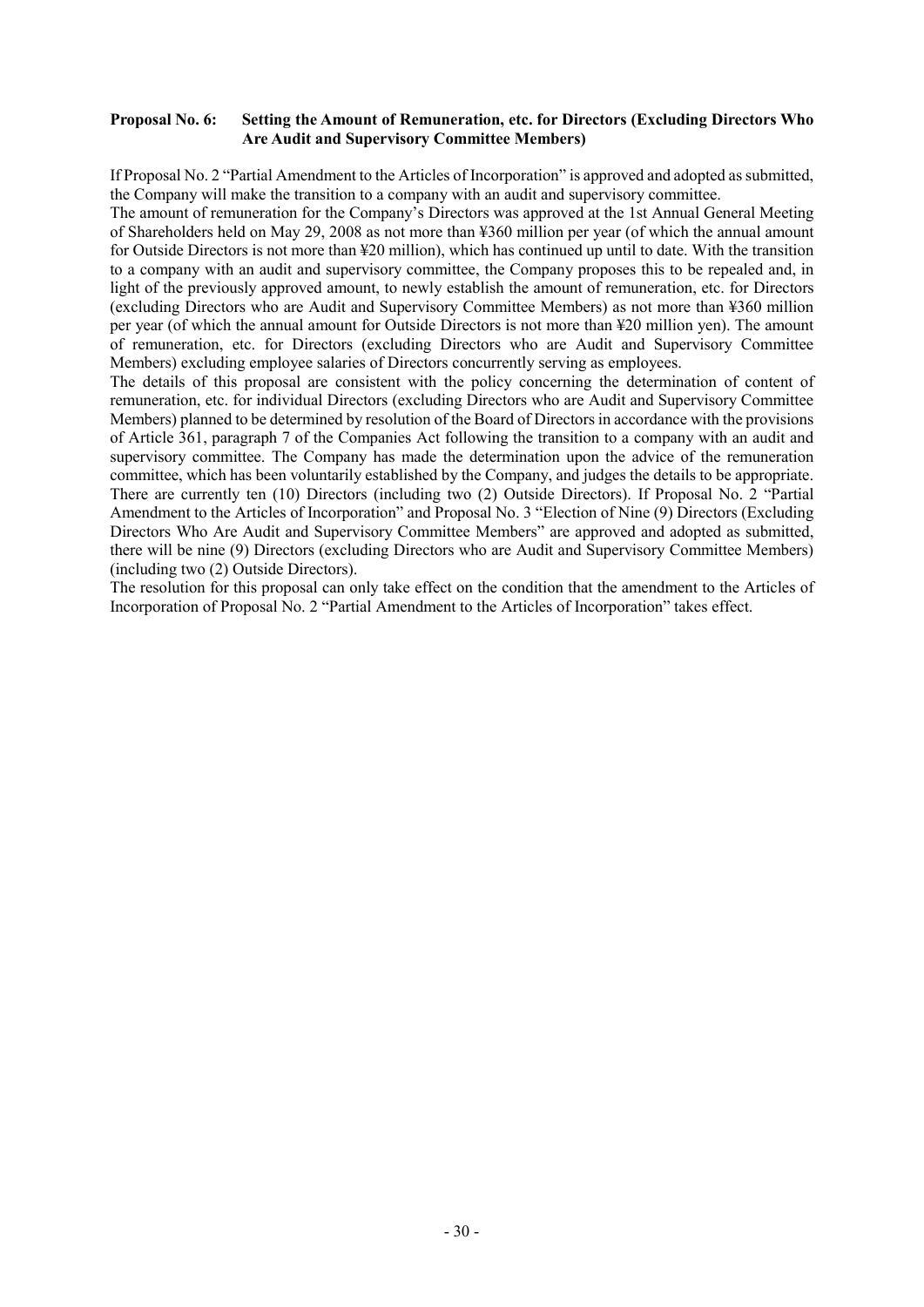**Proposal No. 6: Setting the Amount of Remuneration, etc. for Directors (Excluding Directors Who Are Audit and Supervisory Committee Members)**

If Proposal No. 2 "Partial Amendment to the Articles of Incorporation" is approved and adopted as submitted, the Company will make the transition to a company with an audit and supervisory committee.

The amount of remuneration for the Company's Directors was approved at the 1st Annual General Meeting of Shareholders held on May 29, 2008 as not more than ¥360 million per year (of which the annual amount for Outside Directors is not more than ¥20 million), which has continued up until to date. With the transition to a company with an audit and supervisory committee, the Company proposes this to be repealed and, in light of the previously approved amount, to newly establish the amount of remuneration, etc. for Directors (excluding Directors who are Audit and Supervisory Committee Members) as not more than ¥360 million per year (of which the annual amount for Outside Directors is not more than ¥20 million yen). The amount of remuneration, etc. for Directors (excluding Directors who are Audit and Supervisory Committee Members) excluding employee salaries of Directors concurrently serving as employees.

The details of this proposal are consistent with the policy concerning the determination of content of remuneration, etc. for individual Directors (excluding Directors who are Audit and Supervisory Committee Members) planned to be determined by resolution of the Board of Directors in accordance with the provisions of Article 361, paragraph 7 of the Companies Act following the transition to a company with an audit and supervisory committee. The Company has made the determination upon the advice of the remuneration committee, which has been voluntarily established by the Company, and judges the details to be appropriate.

There are currently ten (10) Directors (including two (2) Outside Directors). If Proposal No. 2 "Partial Amendment to the Articles of Incorporation" and Proposal No. 3 "Election of Nine (9) Directors (Excluding Directors Who Are Audit and Supervisory Committee Members" are approved and adopted as submitted, there will be nine (9) Directors (excluding Directors who are Audit and Supervisory Committee Members) (including two (2) Outside Directors).

The resolution for this proposal can only take effect on the condition that the amendment to the Articles of Incorporation of Proposal No. 2 "Partial Amendment to the Articles of Incorporation" takes effect.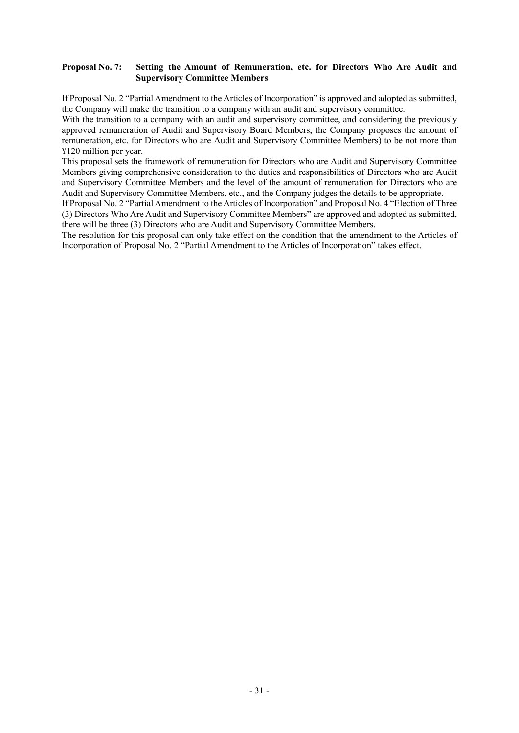**Proposal No. 7: Setting the Amount of Remuneration, etc. for Directors Who Are Audit and Supervisory Committee Members**

If Proposal No. 2 "Partial Amendment to the Articles of Incorporation" is approved and adopted as submitted, the Company will make the transition to a company with an audit and supervisory committee.

With the transition to a company with an audit and supervisory committee, and considering the previously approved remuneration of Audit and Supervisory Board Members, the Company proposes the amount of remuneration, etc. for Directors who are Audit and Supervisory Committee Members) to be not more than ¥120 million per year.

This proposal sets the framework of remuneration for Directors who are Audit and Supervisory Committee Members giving comprehensive consideration to the duties and responsibilities of Directors who are Audit and Supervisory Committee Members and the level of the amount of remuneration for Directors who are Audit and Supervisory Committee Members, etc., and the Company judges the details to be appropriate.

If Proposal No. 2 "Partial Amendment to the Articles of Incorporation" and Proposal No. 4 "Election of Three (3) Directors Who Are Audit and Supervisory Committee Members" are approved and adopted as submitted, there will be three (3) Directors who are Audit and Supervisory Committee Members.

The resolution for this proposal can only take effect on the condition that the amendment to the Articles of Incorporation of Proposal No. 2 "Partial Amendment to the Articles of Incorporation" takes effect.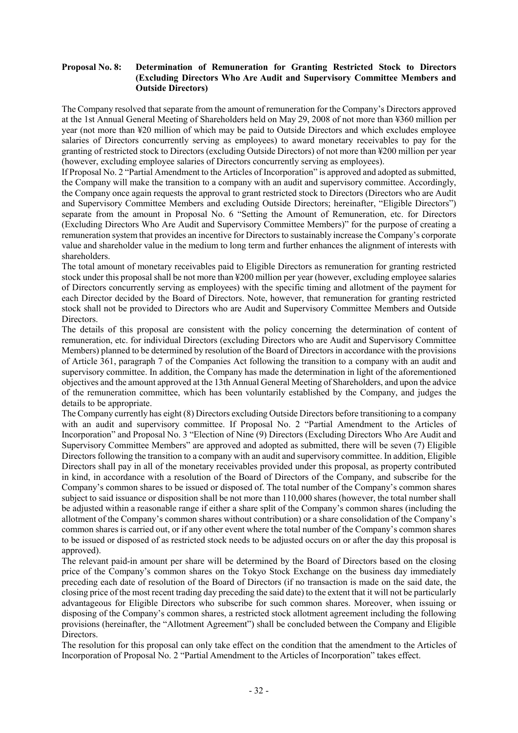**Proposal No. 8: Determination of Remuneration for Granting Restricted Stock to Directors (Excluding Directors Who Are Audit and Supervisory Committee Members and Outside Directors)**

The Company resolved that separate from the amount of remuneration for the Company's Directors approved at the 1st Annual General Meeting of Shareholders held on May 29, 2008 of not more than ¥360 million per year (not more than ¥20 million of which may be paid to Outside Directors and which excludes employee salaries of Directors concurrently serving as employees) to award monetary receivables to pay for the granting of restricted stock to Directors (excluding Outside Directors) of not more than ¥200 million per year (however, excluding employee salaries of Directors concurrently serving as employees).

If Proposal No. 2 "Partial Amendment to the Articles of Incorporation" is approved and adopted as submitted, the Company will make the transition to a company with an audit and supervisory committee. Accordingly, the Company once again requests the approval to grant restricted stock to Directors (Directors who are Audit and Supervisory Committee Members and excluding Outside Directors; hereinafter, "Eligible Directors") separate from the amount in Proposal No. 6 "Setting the Amount of Remuneration, etc. for Directors (Excluding Directors Who Are Audit and Supervisory Committee Members)" for the purpose of creating a remuneration system that provides an incentive for Directors to sustainably increase the Company's corporate value and shareholder value in the medium to long term and further enhances the alignment of interests with shareholders.

The total amount of monetary receivables paid to Eligible Directors as remuneration for granting restricted stock under this proposal shall be not more than ¥200 million per year (however, excluding employee salaries of Directors concurrently serving as employees) with the specific timing and allotment of the payment for each Director decided by the Board of Directors. Note, however, that remuneration for granting restricted stock shall not be provided to Directors who are Audit and Supervisory Committee Members and Outside Directors.

The details of this proposal are consistent with the policy concerning the determination of content of remuneration, etc. for individual Directors (excluding Directors who are Audit and Supervisory Committee Members) planned to be determined by resolution of the Board of Directors in accordance with the provisions of Article 361, paragraph 7 of the Companies Act following the transition to a company with an audit and supervisory committee. In addition, the Company has made the determination in light of the aforementioned objectives and the amount approved at the 13th Annual General Meeting of Shareholders, and upon the advice of the remuneration committee, which has been voluntarily established by the Company, and judges the details to be appropriate.

The Company currently has eight (8) Directors excluding Outside Directors before transitioning to a company with an audit and supervisory committee. If Proposal No. 2 "Partial Amendment to the Articles of Incorporation" and Proposal No. 3 "Election of Nine (9) Directors (Excluding Directors Who Are Audit and Supervisory Committee Members" are approved and adopted as submitted, there will be seven (7) Eligible Directors following the transition to a company with an audit and supervisory committee. In addition, Eligible Directors shall pay in all of the monetary receivables provided under this proposal, as property contributed in kind, in accordance with a resolution of the Board of Directors of the Company, and subscribe for the Company's common shares to be issued or disposed of. The total number of the Company's common shares subject to said issuance or disposition shall be not more than 110,000 shares (however, the total number shall be adjusted within a reasonable range if either a share split of the Company's common shares (including the allotment of the Company's common shares without contribution) or a share consolidation of the Company's common shares is carried out, or if any other event where the total number of the Company's common shares to be issued or disposed of as restricted stock needs to be adjusted occurs on or after the day this proposal is approved).

The relevant paid-in amount per share will be determined by the Board of Directors based on the closing price of the Company's common shares on the Tokyo Stock Exchange on the business day immediately preceding each date of resolution of the Board of Directors (if no transaction is made on the said date, the closing price of the most recent trading day preceding the said date) to the extent that it will not be particularly advantageous for Eligible Directors who subscribe for such common shares. Moreover, when issuing or disposing of the Company's common shares, a restricted stock allotment agreement including the following provisions (hereinafter, the "Allotment Agreement") shall be concluded between the Company and Eligible Directors.

The resolution for this proposal can only take effect on the condition that the amendment to the Articles of Incorporation of Proposal No. 2 "Partial Amendment to the Articles of Incorporation" takes effect.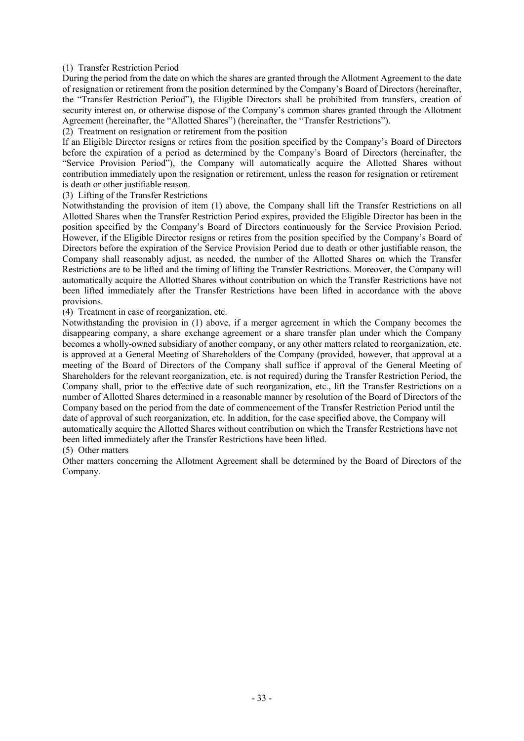(1) Transfer Restriction Period

During the period from the date on which the shares are granted through the Allotment Agreement to the date of resignation or retirement from the position determined by the Company's Board of Directors (hereinafter, the "Transfer Restriction Period"), the Eligible Directors shall be prohibited from transfers, creation of security interest on, or otherwise dispose of the Company's common shares granted through the Allotment Agreement (hereinafter, the "Allotted Shares") (hereinafter, the "Transfer Restrictions").

(2) Treatment on resignation or retirement from the position

If an Eligible Director resigns or retires from the position specified by the Company's Board of Directors before the expiration of a period as determined by the Company's Board of Directors (hereinafter, the "Service Provision Period"), the Company will automatically acquire the Allotted Shares without contribution immediately upon the resignation or retirement, unless the reason for resignation or retirement is death or other justifiable reason.

(3) Lifting of the Transfer Restrictions

Notwithstanding the provision of item (1) above, the Company shall lift the Transfer Restrictions on all Allotted Shares when the Transfer Restriction Period expires, provided the Eligible Director has been in the position specified by the Company's Board of Directors continuously for the Service Provision Period. However, if the Eligible Director resigns or retires from the position specified by the Company's Board of Directors before the expiration of the Service Provision Period due to death or other justifiable reason, the Company shall reasonably adjust, as needed, the number of the Allotted Shares on which the Transfer Restrictions are to be lifted and the timing of lifting the Transfer Restrictions. Moreover, the Company will automatically acquire the Allotted Shares without contribution on which the Transfer Restrictions have not been lifted immediately after the Transfer Restrictions have been lifted in accordance with the above provisions.

(4) Treatment in case of reorganization, etc.

Notwithstanding the provision in (1) above, if a merger agreement in which the Company becomes the disappearing company, a share exchange agreement or a share transfer plan under which the Company becomes a wholly-owned subsidiary of another company, or any other matters related to reorganization, etc. is approved at a General Meeting of Shareholders of the Company (provided, however, that approval at a meeting of the Board of Directors of the Company shall suffice if approval of the General Meeting of Shareholders for the relevant reorganization, etc. is not required) during the Transfer Restriction Period, the Company shall, prior to the effective date of such reorganization, etc., lift the Transfer Restrictions on a number of Allotted Shares determined in a reasonable manner by resolution of the Board of Directors of the Company based on the period from the date of commencement of the Transfer Restriction Period until the date of approval of such reorganization, etc. In addition, for the case specified above, the Company will automatically acquire the Allotted Shares without contribution on which the Transfer Restrictions have not been lifted immediately after the Transfer Restrictions have been lifted.

(5) Other matters

Other matters concerning the Allotment Agreement shall be determined by the Board of Directors of the Company.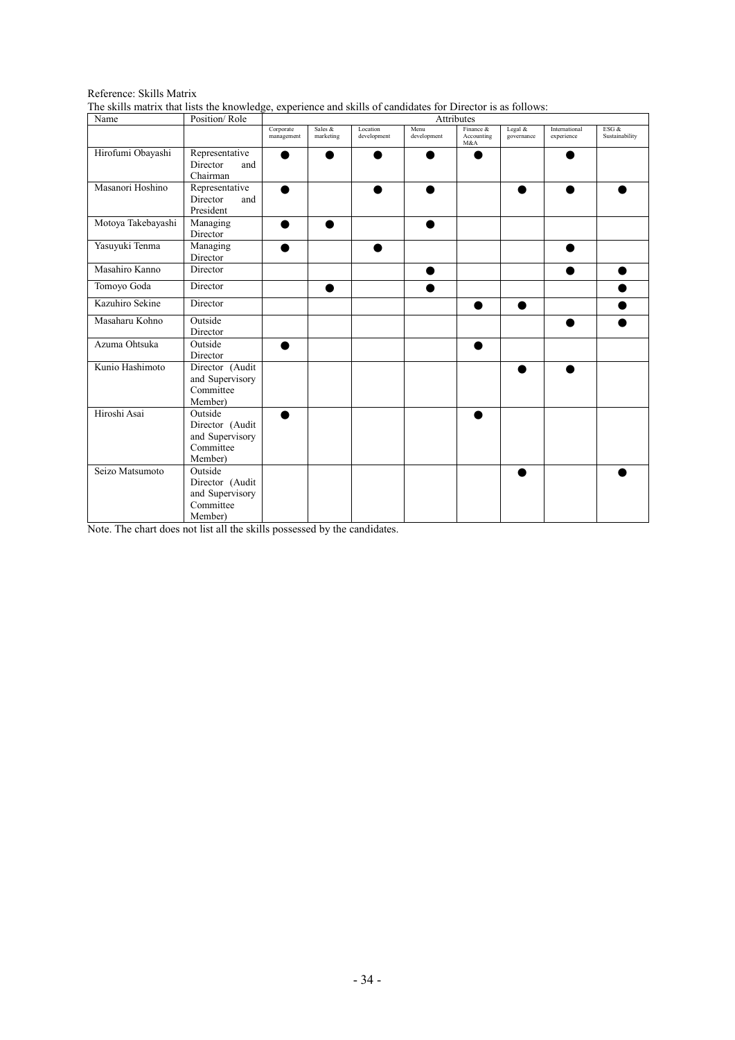Reference: Skills Matrix

The skills matrix that lists the knowledge, experience and skills of candidates for Director is as follows:

| Name | Position/ Role | Attributes | | | | | | | |
|---|---|---|---|---|---|---|---|---|---|
| | | Corporate management | Sales & marketing | Location development | Menu development | Finance & Accounting M&A | Legal & governance | International experience | ESG & Sustainability |
| Hirofumi Obayashi | Representative Director and Chairman | ● | ● | ● | ● | ● | | ● | |
| Masanori Hoshino | Representative Director and President | ● | | ● | ● | | ● | ● | ● |
| Motoya Takebayashi | Managing Director | ● | ● | | ● | | | | |
| Yasuyuki Tenma | Managing Director | ● | | ● | | | | ● | |
| Masahiro Kanno | Director | | | | ● | | | ● | ● |
| Tomoyo Goda | Director | | ● | | ● | | | | ● |
| Kazuhiro Sekine | Director | | | | | ● | ● | | ● |
| Masaharu Kohno | Outside Director | | | | | | | ● | ● |
| Azuma Ohtsuka | Outside Director | ● | | | | ● | | | |
| Kunio Hashimoto | Director (Audit and Supervisory Committee Member) | | | | | | ● | ● | |
| Hiroshi Asai | Outside Director (Audit and Supervisory Committee Member) | ● | | | | ● | | | |
| Seizo Matsumoto | Outside Director (Audit and Supervisory Committee Member) | | | | | | ● | | ● |

Note. The chart does not list all the skills possessed by the candidates.